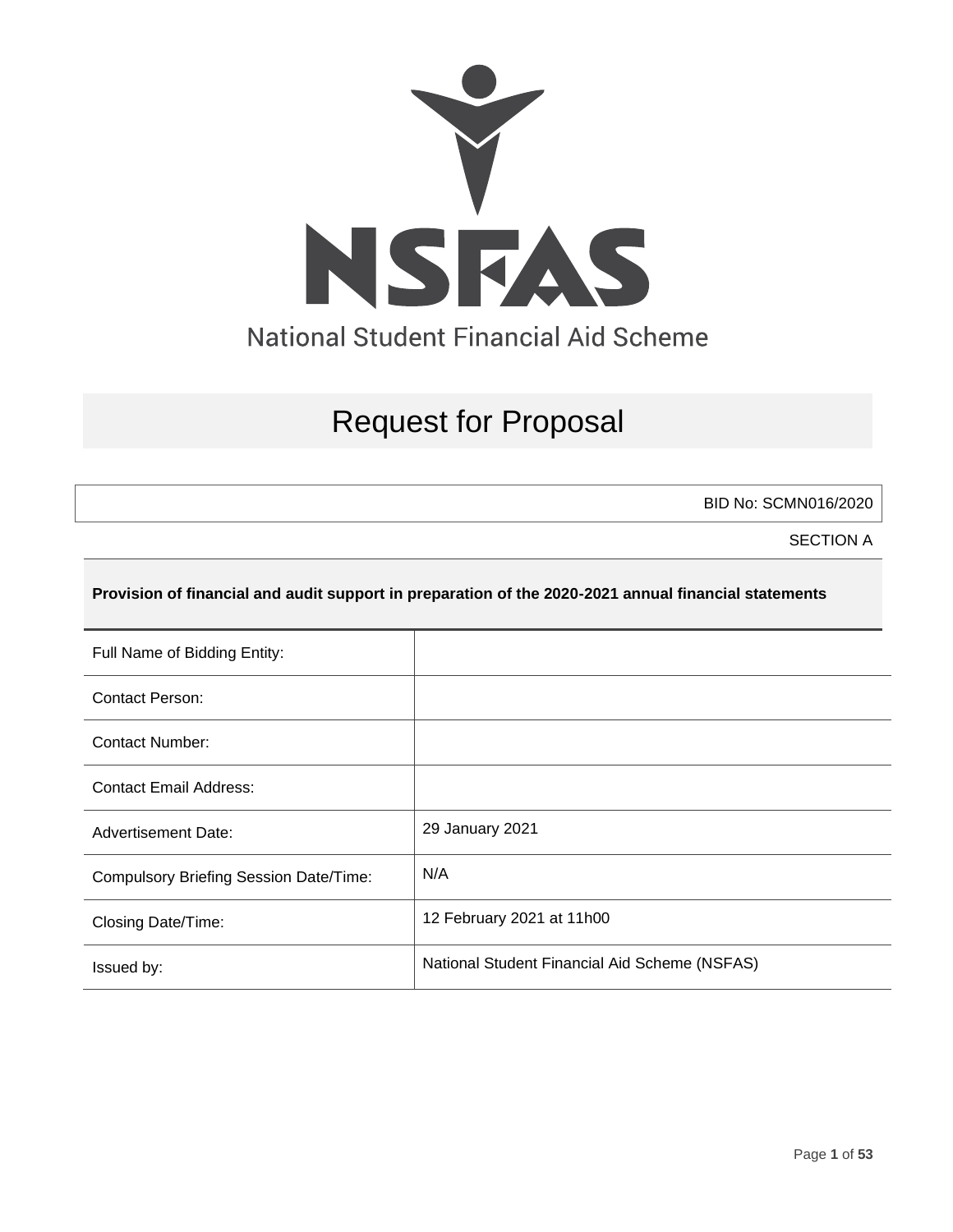NSFAS

National Student Financial Aid Scheme

# Request for Proposal

BID No: SCMN016/2020

SECTION A

**Provision of financial and audit support in preparation of the 2020-2021 annual financial statements**

| | |
|---|---|
| Full Name of Bidding Entity: | |
| Contact Person: | |
| Contact Number: | |
| Contact Email Address: | |
| Advertisement Date: | 29 January 2021 |
| Compulsory Briefing Session Date/Time: | N/A |
| Closing Date/Time: | 12 February 2021 at 11h00 |
| Issued by: | National Student Financial Aid Scheme (NSFAS) |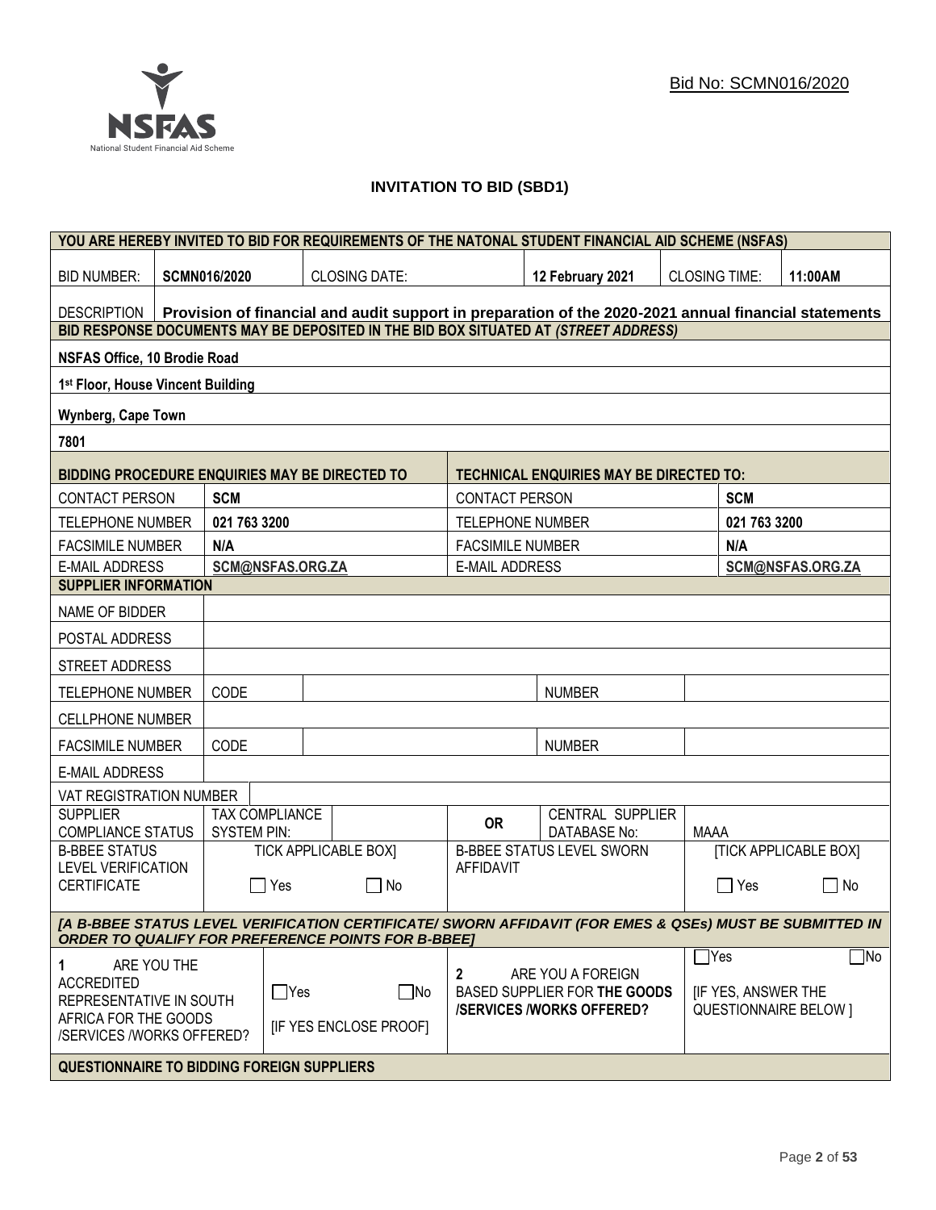Bid No: SCMN016/2020

# INVITATION TO BID (SBD1)

| YOU ARE HEREBY INVITED TO BID FOR REQUIREMENTS OF THE NATONAL STUDENT FINANCIAL AID SCHEME (NSFAS) | | | | | |
|---|---|---|---|---|---|
| BID NUMBER: | **SCMN016/2020** | CLOSING DATE: | **12 February 2021** | CLOSING TIME: | **11:00AM** |
| DESCRIPTION | **Provision of financial and audit support in preparation of the 2020-2021 annual financial statements** | | | | |

| BID RESPONSE DOCUMENTS MAY BE DEPOSITED IN THE BID BOX SITUATED AT *(STREET ADDRESS)* |
|---|
| **NSFAS Office, 10 Brodie Road** |
| **1st Floor, House Vincent Building** |
| **Wynberg, Cape Town** |
| **7801** |

| BIDDING PROCEDURE ENQUIRIES MAY BE DIRECTED TO | | TECHNICAL ENQUIRIES MAY BE DIRECTED TO: | |
|---|---|---|---|
| CONTACT PERSON | **SCM** | CONTACT PERSON | **SCM** |
| TELEPHONE NUMBER | **021 763 3200** | TELEPHONE NUMBER | **021 763 3200** |
| FACSIMILE NUMBER | **N/A** | FACSIMILE NUMBER | **N/A** |
| E-MAIL ADDRESS | **SCM@NSFAS.ORG.ZA** | E-MAIL ADDRESS | **SCM@NSFAS.ORG.ZA** |

| SUPPLIER INFORMATION | | | | |
|---|---|---|---|---|
| NAME OF BIDDER | | | | |
| POSTAL ADDRESS | | | | |
| STREET ADDRESS | | | | |
| TELEPHONE NUMBER | CODE | | NUMBER | |
| CELLPHONE NUMBER | | | | |
| FACSIMILE NUMBER | CODE | | NUMBER | |
| E-MAIL ADDRESS | | | | |
| VAT REGISTRATION NUMBER | | | | |
| SUPPLIER COMPLIANCE STATUS | TAX COMPLIANCE SYSTEM PIN: | | **OR** CENTRAL SUPPLIER DATABASE No: | MAAA |
| B-BBEE STATUS LEVEL VERIFICATION CERTIFICATE | TICK APPLICABLE BOX] ☐ Yes ☐ No | | B-BBEE STATUS LEVEL SWORN AFFIDAVIT | [TICK APPLICABLE BOX] ☐ Yes ☐ No |

***[A B-BBEE STATUS LEVEL VERIFICATION CERTIFICATE/ SWORN AFFIDAVIT (FOR EMES & QSEs) MUST BE SUBMITTED IN ORDER TO QUALIFY FOR PREFERENCE POINTS FOR B-BBEE]***

| **1** ARE YOU THE ACCREDITED REPRESENTATIVE IN SOUTH AFRICA FOR THE GOODS /SERVICES /WORKS OFFERED? | ☐Yes ☐No [IF YES ENCLOSE PROOF] | **2** ARE YOU A FOREIGN BASED SUPPLIER FOR **THE GOODS /SERVICES /WORKS OFFERED?** | ☐Yes ☐No [IF YES, ANSWER THE QUESTIONNAIRE BELOW ] |
|---|---|---|---|

**QUESTIONNAIRE TO BIDDING FOREIGN SUPPLIERS**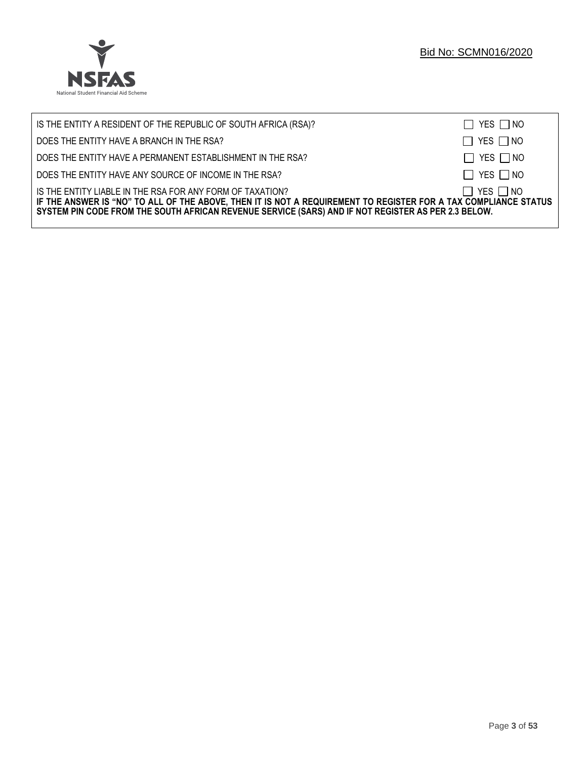| | |
|---|---|
| IS THE ENTITY A RESIDENT OF THE REPUBLIC OF SOUTH AFRICA (RSA)? | ☐ YES ☐ NO |
| DOES THE ENTITY HAVE A BRANCH IN THE RSA? | ☐ YES ☐ NO |
| DOES THE ENTITY HAVE A PERMANENT ESTABLISHMENT IN THE RSA? | ☐ YES ☐ NO |
| DOES THE ENTITY HAVE ANY SOURCE OF INCOME IN THE RSA? | ☐ YES ☐ NO |
| IS THE ENTITY LIABLE IN THE RSA FOR ANY FORM OF TAXATION? | ☐ YES ☐ NO |

**IF THE ANSWER IS "NO" TO ALL OF THE ABOVE, THEN IT IS NOT A REQUIREMENT TO REGISTER FOR A TAX COMPLIANCE STATUS SYSTEM PIN CODE FROM THE SOUTH AFRICAN REVENUE SERVICE (SARS) AND IF NOT REGISTER AS PER 2.3 BELOW.**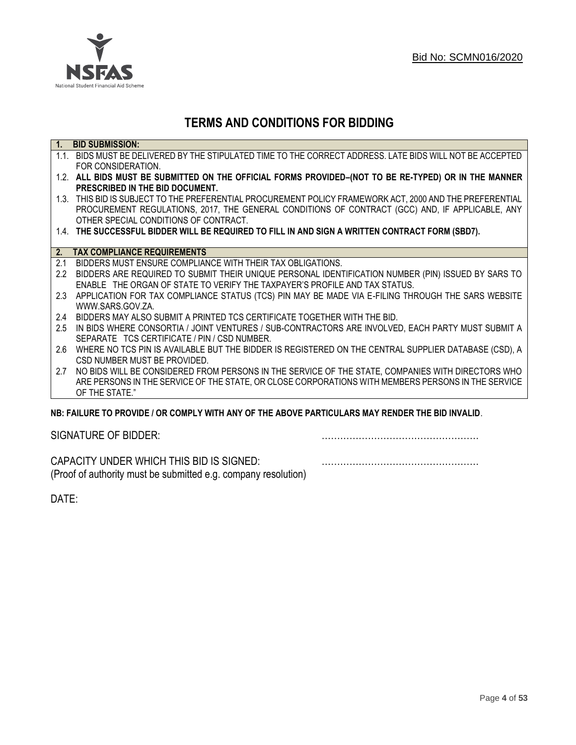Bid No: SCMN016/2020

# TERMS AND CONDITIONS FOR BIDDING

## 1. BID SUBMISSION:

1.1. BIDS MUST BE DELIVERED BY THE STIPULATED TIME TO THE CORRECT ADDRESS. LATE BIDS WILL NOT BE ACCEPTED FOR CONSIDERATION.

1.2. **ALL BIDS MUST BE SUBMITTED ON THE OFFICIAL FORMS PROVIDED–(NOT TO BE RE-TYPED) OR IN THE MANNER PRESCRIBED IN THE BID DOCUMENT.**

1.3. THIS BID IS SUBJECT TO THE PREFERENTIAL PROCUREMENT POLICY FRAMEWORK ACT, 2000 AND THE PREFERENTIAL PROCUREMENT REGULATIONS, 2017, THE GENERAL CONDITIONS OF CONTRACT (GCC) AND, IF APPLICABLE, ANY OTHER SPECIAL CONDITIONS OF CONTRACT.

1.4. **THE SUCCESSFUL BIDDER WILL BE REQUIRED TO FILL IN AND SIGN A WRITTEN CONTRACT FORM (SBD7).**

## 2. TAX COMPLIANCE REQUIREMENTS

2.1 BIDDERS MUST ENSURE COMPLIANCE WITH THEIR TAX OBLIGATIONS.

2.2 BIDDERS ARE REQUIRED TO SUBMIT THEIR UNIQUE PERSONAL IDENTIFICATION NUMBER (PIN) ISSUED BY SARS TO ENABLE THE ORGAN OF STATE TO VERIFY THE TAXPAYER'S PROFILE AND TAX STATUS.

2.3 APPLICATION FOR TAX COMPLIANCE STATUS (TCS) PIN MAY BE MADE VIA E-FILING THROUGH THE SARS WEBSITE WWW.SARS.GOV.ZA.

2.4 BIDDERS MAY ALSO SUBMIT A PRINTED TCS CERTIFICATE TOGETHER WITH THE BID.

2.5 IN BIDS WHERE CONSORTIA / JOINT VENTURES / SUB-CONTRACTORS ARE INVOLVED, EACH PARTY MUST SUBMIT A SEPARATE TCS CERTIFICATE / PIN / CSD NUMBER.

2.6 WHERE NO TCS PIN IS AVAILABLE BUT THE BIDDER IS REGISTERED ON THE CENTRAL SUPPLIER DATABASE (CSD), A CSD NUMBER MUST BE PROVIDED.

2.7 NO BIDS WILL BE CONSIDERED FROM PERSONS IN THE SERVICE OF THE STATE, COMPANIES WITH DIRECTORS WHO ARE PERSONS IN THE SERVICE OF THE STATE, OR CLOSE CORPORATIONS WITH MEMBERS PERSONS IN THE SERVICE OF THE STATE."

**NB: FAILURE TO PROVIDE / OR COMPLY WITH ANY OF THE ABOVE PARTICULARS MAY RENDER THE BID INVALID**.

SIGNATURE OF BIDDER: ……………………………………………

CAPACITY UNDER WHICH THIS BID IS SIGNED: ……………………………………………
(Proof of authority must be submitted e.g. company resolution)

DATE: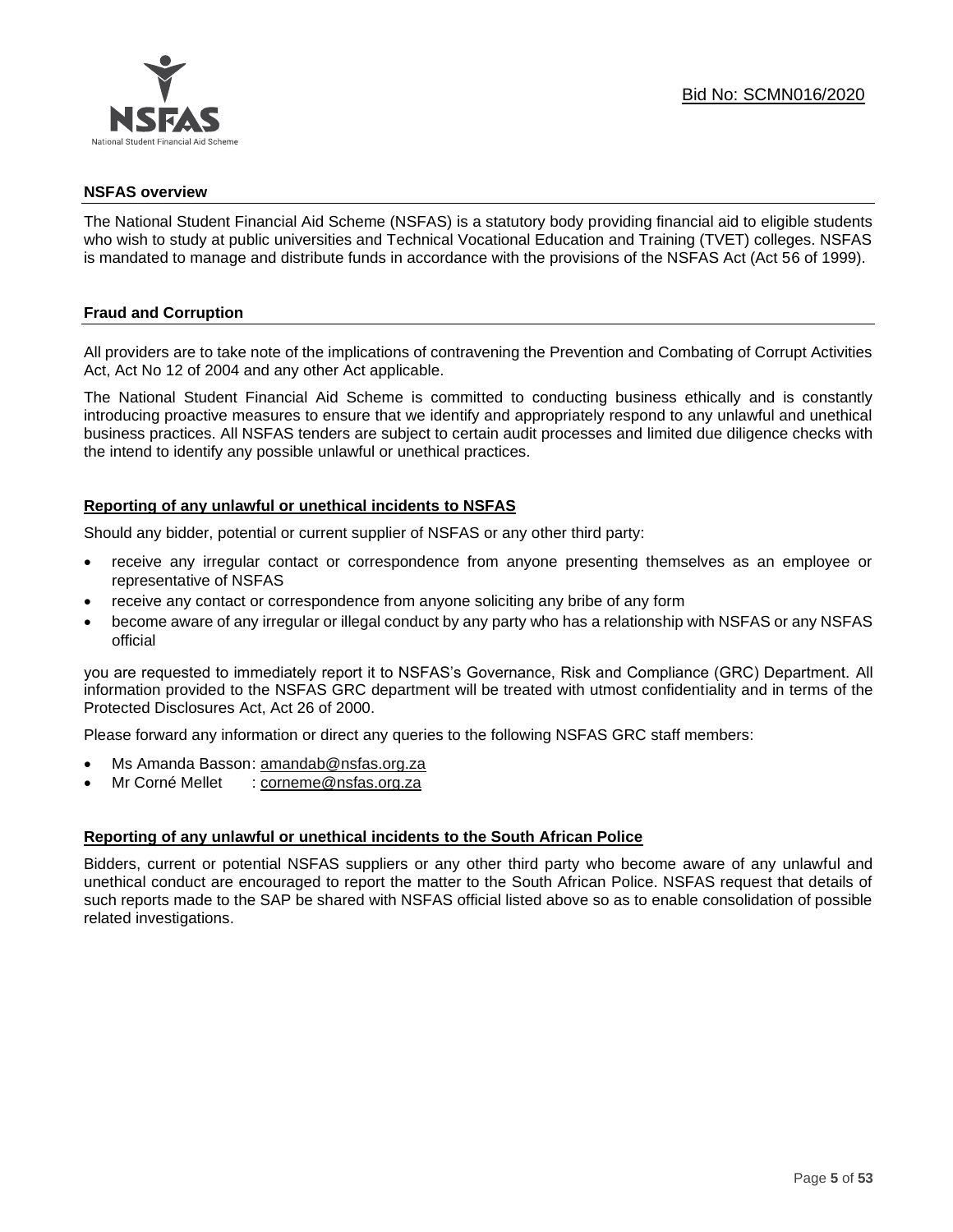Bid No: SCMN016/2020

## NSFAS overview

The National Student Financial Aid Scheme (NSFAS) is a statutory body providing financial aid to eligible students who wish to study at public universities and Technical Vocational Education and Training (TVET) colleges. NSFAS is mandated to manage and distribute funds in accordance with the provisions of the NSFAS Act (Act 56 of 1999).

## Fraud and Corruption

All providers are to take note of the implications of contravening the Prevention and Combating of Corrupt Activities Act, Act No 12 of 2004 and any other Act applicable.

The National Student Financial Aid Scheme is committed to conducting business ethically and is constantly introducing proactive measures to ensure that we identify and appropriately respond to any unlawful and unethical business practices. All NSFAS tenders are subject to certain audit processes and limited due diligence checks with the intend to identify any possible unlawful or unethical practices.

### Reporting of any unlawful or unethical incidents to NSFAS

Should any bidder, potential or current supplier of NSFAS or any other third party:

- receive any irregular contact or correspondence from anyone presenting themselves as an employee or representative of NSFAS
- receive any contact or correspondence from anyone soliciting any bribe of any form
- become aware of any irregular or illegal conduct by any party who has a relationship with NSFAS or any NSFAS official

you are requested to immediately report it to NSFAS's Governance, Risk and Compliance (GRC) Department. All information provided to the NSFAS GRC department will be treated with utmost confidentiality and in terms of the Protected Disclosures Act, Act 26 of 2000.

Please forward any information or direct any queries to the following NSFAS GRC staff members:

- Ms Amanda Basson: amandab@nsfas.org.za
- Mr Corné Mellet : corneme@nsfas.org.za

### Reporting of any unlawful or unethical incidents to the South African Police

Bidders, current or potential NSFAS suppliers or any other third party who become aware of any unlawful and unethical conduct are encouraged to report the matter to the South African Police. NSFAS request that details of such reports made to the SAP be shared with NSFAS official listed above so as to enable consolidation of possible related investigations.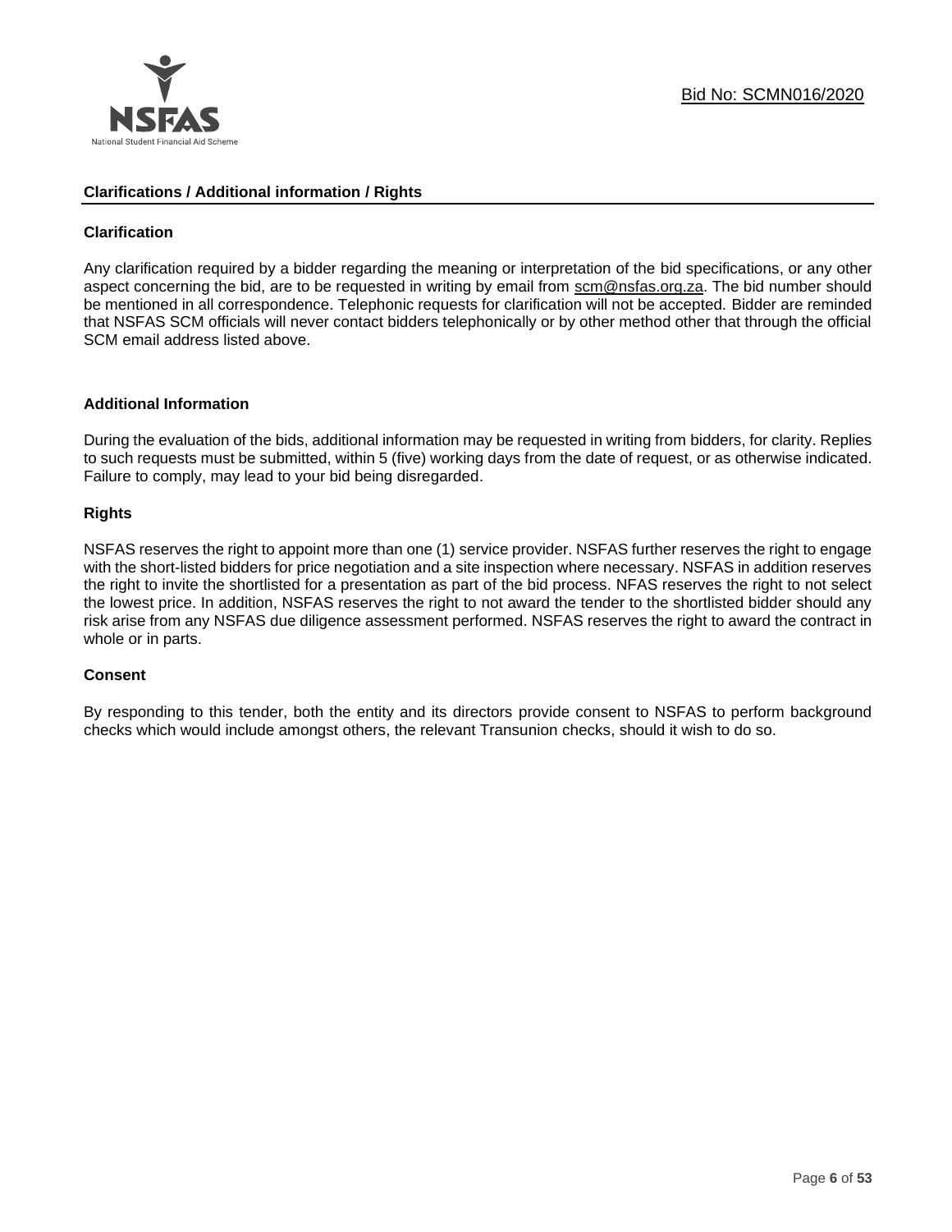## Clarifications / Additional information / Rights

### Clarification

Any clarification required by a bidder regarding the meaning or interpretation of the bid specifications, or any other aspect concerning the bid, are to be requested in writing by email from scm@nsfas.org.za. The bid number should be mentioned in all correspondence. Telephonic requests for clarification will not be accepted. Bidder are reminded that NSFAS SCM officials will never contact bidders telephonically or by other method other that through the official SCM email address listed above.

### Additional Information

During the evaluation of the bids, additional information may be requested in writing from bidders, for clarity. Replies to such requests must be submitted, within 5 (five) working days from the date of request, or as otherwise indicated. Failure to comply, may lead to your bid being disregarded.

### Rights

NSFAS reserves the right to appoint more than one (1) service provider. NSFAS further reserves the right to engage with the short-listed bidders for price negotiation and a site inspection where necessary. NSFAS in addition reserves the right to invite the shortlisted for a presentation as part of the bid process. NFAS reserves the right to not select the lowest price. In addition, NSFAS reserves the right to not award the tender to the shortlisted bidder should any risk arise from any NSFAS due diligence assessment performed. NSFAS reserves the right to award the contract in whole or in parts.

### Consent

By responding to this tender, both the entity and its directors provide consent to NSFAS to perform background checks which would include amongst others, the relevant Transunion checks, should it wish to do so.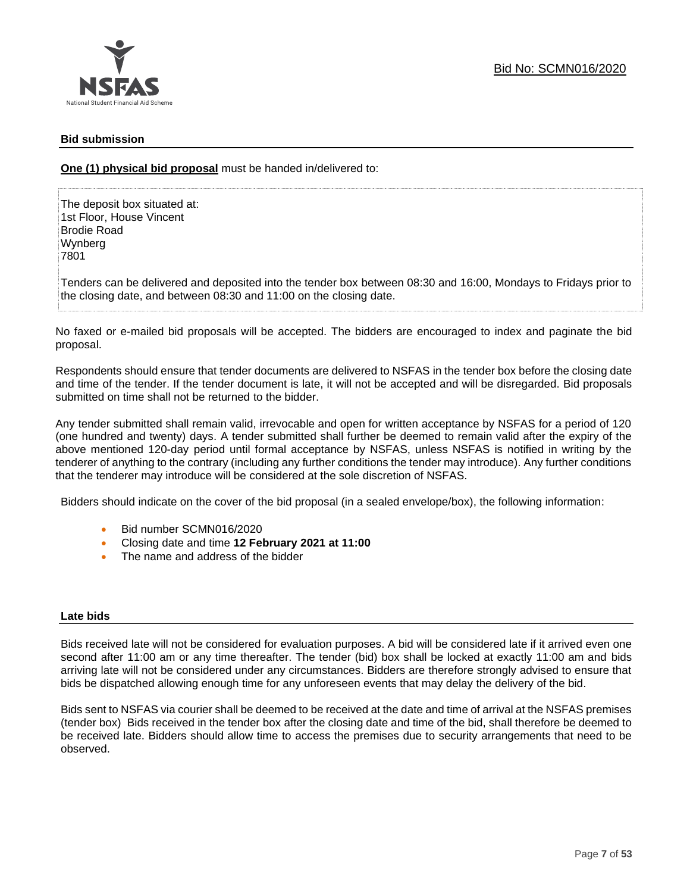## Bid submission

**One (1) physical bid proposal** must be handed in/delivered to:

The deposit box situated at:
1st Floor, House Vincent
Brodie Road
Wynberg
7801

Tenders can be delivered and deposited into the tender box between 08:30 and 16:00, Mondays to Fridays prior to the closing date, and between 08:30 and 11:00 on the closing date.

No faxed or e-mailed bid proposals will be accepted. The bidders are encouraged to index and paginate the bid proposal.

Respondents should ensure that tender documents are delivered to NSFAS in the tender box before the closing date and time of the tender. If the tender document is late, it will not be accepted and will be disregarded. Bid proposals submitted on time shall not be returned to the bidder.

Any tender submitted shall remain valid, irrevocable and open for written acceptance by NSFAS for a period of 120 (one hundred and twenty) days. A tender submitted shall further be deemed to remain valid after the expiry of the above mentioned 120-day period until formal acceptance by NSFAS, unless NSFAS is notified in writing by the tenderer of anything to the contrary (including any further conditions the tender may introduce). Any further conditions that the tenderer may introduce will be considered at the sole discretion of NSFAS.

Bidders should indicate on the cover of the bid proposal (in a sealed envelope/box), the following information:

- Bid number SCMN016/2020
- Closing date and time **12 February 2021 at 11:00**
- The name and address of the bidder

## Late bids

Bids received late will not be considered for evaluation purposes. A bid will be considered late if it arrived even one second after 11:00 am or any time thereafter. The tender (bid) box shall be locked at exactly 11:00 am and bids arriving late will not be considered under any circumstances. Bidders are therefore strongly advised to ensure that bids be dispatched allowing enough time for any unforeseen events that may delay the delivery of the bid.

Bids sent to NSFAS via courier shall be deemed to be received at the date and time of arrival at the NSFAS premises (tender box) Bids received in the tender box after the closing date and time of the bid, shall therefore be deemed to be received late. Bidders should allow time to access the premises due to security arrangements that need to be observed.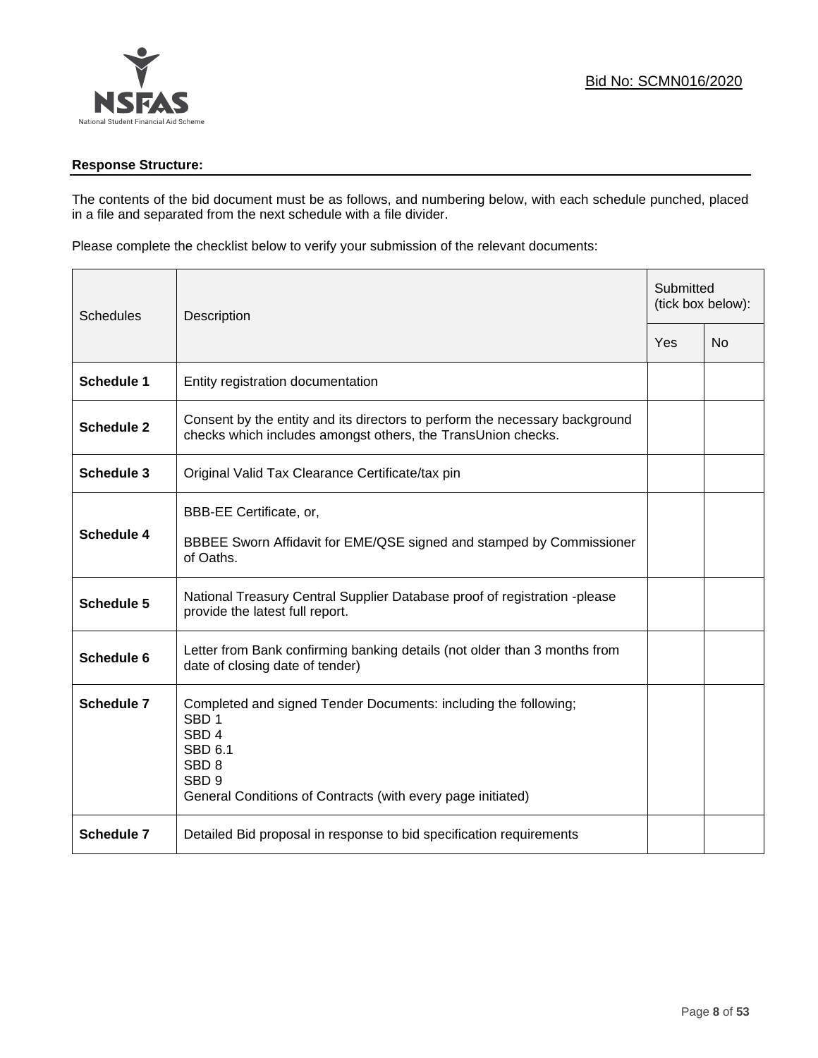Bid No: SCMN016/2020

**Response Structure:**

The contents of the bid document must be as follows, and numbering below, with each schedule punched, placed in a file and separated from the next schedule with a file divider.

Please complete the checklist below to verify your submission of the relevant documents:

| Schedules | Description | Submitted (tick box below): | |
|---|---|---|---|
| | | Yes | No |
| **Schedule 1** | Entity registration documentation | | |
| **Schedule 2** | Consent by the entity and its directors to perform the necessary background checks which includes amongst others, the TransUnion checks. | | |
| **Schedule 3** | Original Valid Tax Clearance Certificate/tax pin | | |
| **Schedule 4** | BBB-EE Certificate, or,<br><br>BBBEE Sworn Affidavit for EME/QSE signed and stamped by Commissioner of Oaths. | | |
| **Schedule 5** | National Treasury Central Supplier Database proof of registration -please provide the latest full report. | | |
| **Schedule 6** | Letter from Bank confirming banking details (not older than 3 months from date of closing date of tender) | | |
| **Schedule 7** | Completed and signed Tender Documents: including the following;<br>SBD 1<br>SBD 4<br>SBD 6.1<br>SBD 8<br>SBD 9<br>General Conditions of Contracts (with every page initiated) | | |
| **Schedule 7** | Detailed Bid proposal in response to bid specification requirements | | |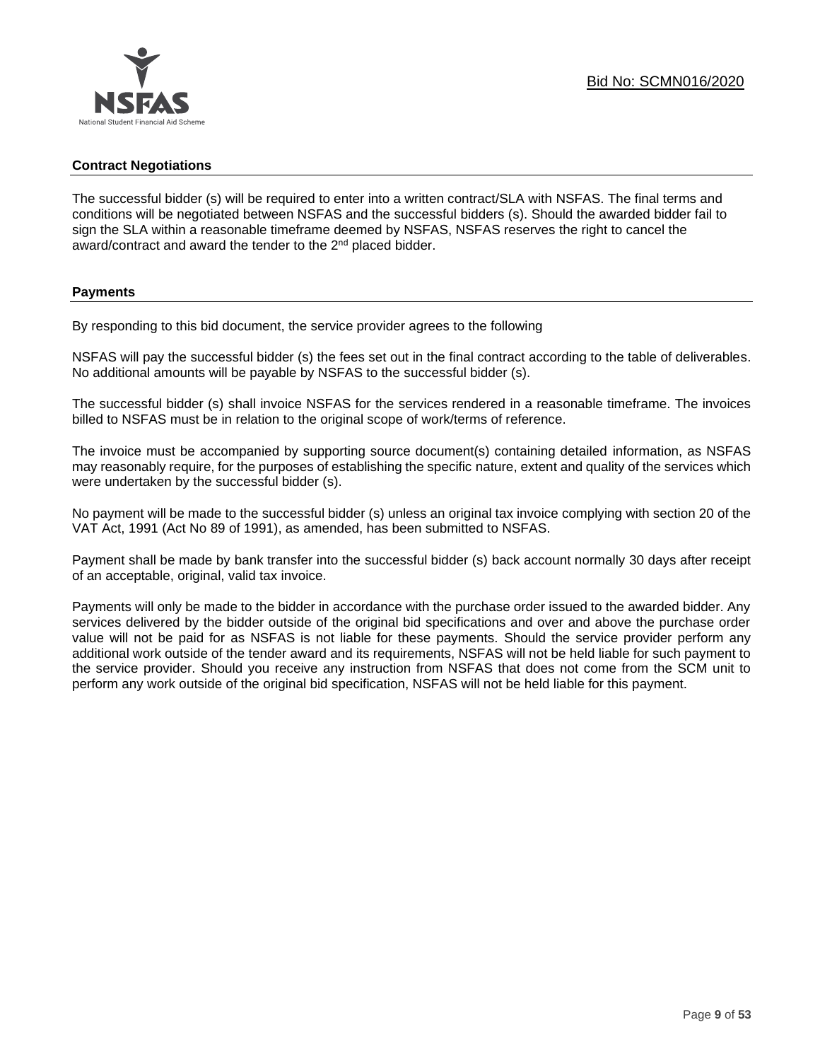## Contract Negotiations

The successful bidder (s) will be required to enter into a written contract/SLA with NSFAS. The final terms and conditions will be negotiated between NSFAS and the successful bidders (s). Should the awarded bidder fail to sign the SLA within a reasonable timeframe deemed by NSFAS, NSFAS reserves the right to cancel the award/contract and award the tender to the 2nd placed bidder.

## Payments

By responding to this bid document, the service provider agrees to the following

NSFAS will pay the successful bidder (s) the fees set out in the final contract according to the table of deliverables. No additional amounts will be payable by NSFAS to the successful bidder (s).

The successful bidder (s) shall invoice NSFAS for the services rendered in a reasonable timeframe. The invoices billed to NSFAS must be in relation to the original scope of work/terms of reference.

The invoice must be accompanied by supporting source document(s) containing detailed information, as NSFAS may reasonably require, for the purposes of establishing the specific nature, extent and quality of the services which were undertaken by the successful bidder (s).

No payment will be made to the successful bidder (s) unless an original tax invoice complying with section 20 of the VAT Act, 1991 (Act No 89 of 1991), as amended, has been submitted to NSFAS.

Payment shall be made by bank transfer into the successful bidder (s) back account normally 30 days after receipt of an acceptable, original, valid tax invoice.

Payments will only be made to the bidder in accordance with the purchase order issued to the awarded bidder. Any services delivered by the bidder outside of the original bid specifications and over and above the purchase order value will not be paid for as NSFAS is not liable for these payments. Should the service provider perform any additional work outside of the tender award and its requirements, NSFAS will not be held liable for such payment to the service provider. Should you receive any instruction from NSFAS that does not come from the SCM unit to perform any work outside of the original bid specification, NSFAS will not be held liable for this payment.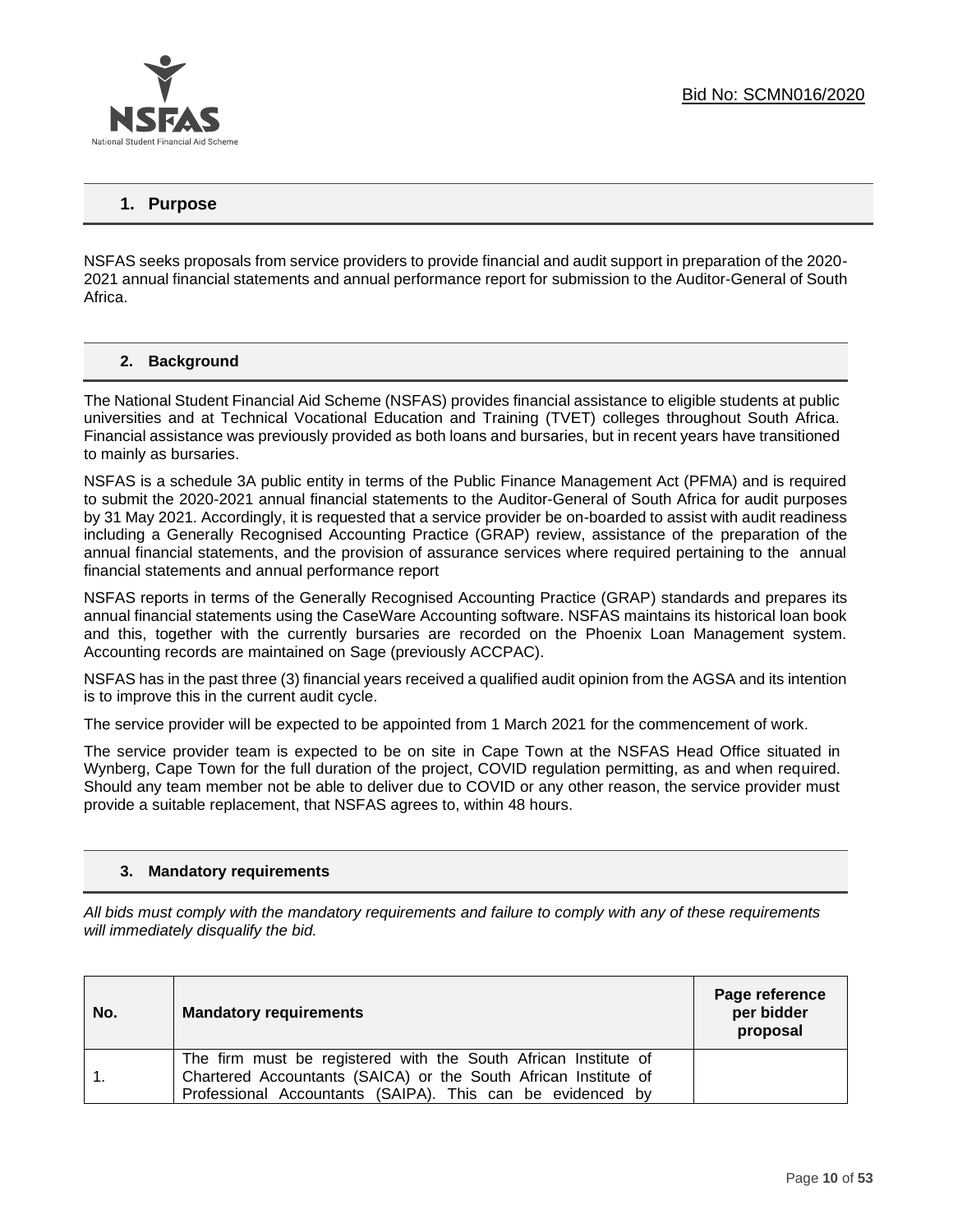## 1. Purpose

NSFAS seeks proposals from service providers to provide financial and audit support in preparation of the 2020-2021 annual financial statements and annual performance report for submission to the Auditor-General of South Africa.

## 2. Background

The National Student Financial Aid Scheme (NSFAS) provides financial assistance to eligible students at public universities and at Technical Vocational Education and Training (TVET) colleges throughout South Africa. Financial assistance was previously provided as both loans and bursaries, but in recent years have transitioned to mainly as bursaries.

NSFAS is a schedule 3A public entity in terms of the Public Finance Management Act (PFMA) and is required to submit the 2020-2021 annual financial statements to the Auditor-General of South Africa for audit purposes by 31 May 2021. Accordingly, it is requested that a service provider be on-boarded to assist with audit readiness including a Generally Recognised Accounting Practice (GRAP) review, assistance of the preparation of the annual financial statements, and the provision of assurance services where required pertaining to the annual financial statements and annual performance report

NSFAS reports in terms of the Generally Recognised Accounting Practice (GRAP) standards and prepares its annual financial statements using the CaseWare Accounting software. NSFAS maintains its historical loan book and this, together with the currently bursaries are recorded on the Phoenix Loan Management system. Accounting records are maintained on Sage (previously ACCPAC).

NSFAS has in the past three (3) financial years received a qualified audit opinion from the AGSA and its intention is to improve this in the current audit cycle.

The service provider will be expected to be appointed from 1 March 2021 for the commencement of work.

The service provider team is expected to be on site in Cape Town at the NSFAS Head Office situated in Wynberg, Cape Town for the full duration of the project, COVID regulation permitting, as and when required. Should any team member not be able to deliver due to COVID or any other reason, the service provider must provide a suitable replacement, that NSFAS agrees to, within 48 hours.

## 3. Mandatory requirements

*All bids must comply with the mandatory requirements and failure to comply with any of these requirements will immediately disqualify the bid.*

| No. | Mandatory requirements | Page reference per bidder proposal |
|---|---|---|
| 1. | The firm must be registered with the South African Institute of Chartered Accountants (SAICA) or the South African Institute of Professional Accountants (SAIPA). This can be evidenced by | |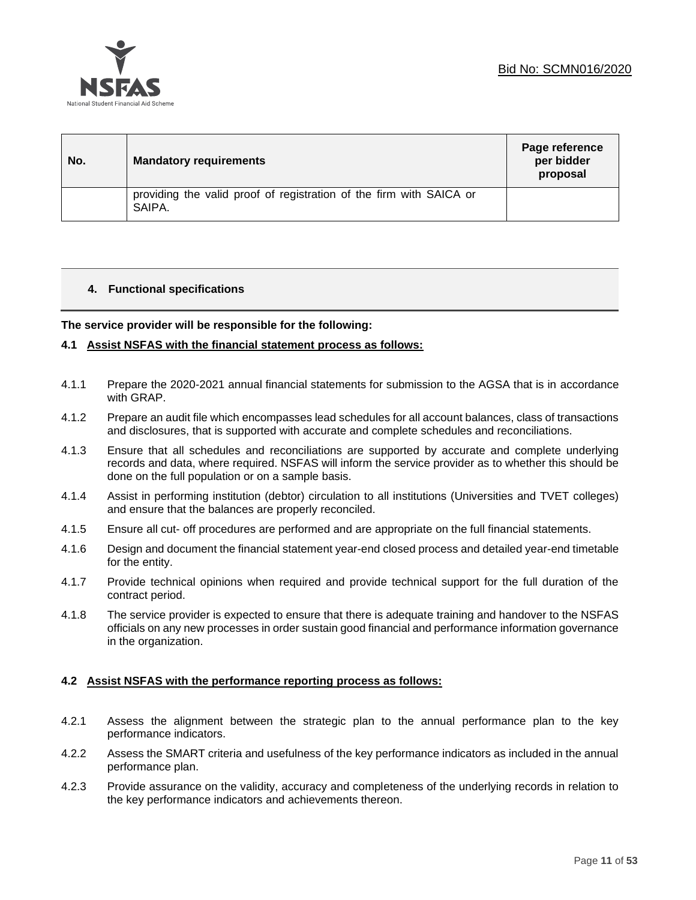| No. | Mandatory requirements | Page reference per bidder proposal |
|---|---|---|
| | providing the valid proof of registration of the firm with SAICA or SAIPA. | |

## 4. Functional specifications

**The service provider will be responsible for the following:**

### 4.1 Assist NSFAS with the financial statement process as follows:

4.1.1 Prepare the 2020-2021 annual financial statements for submission to the AGSA that is in accordance with GRAP.

4.1.2 Prepare an audit file which encompasses lead schedules for all account balances, class of transactions and disclosures, that is supported with accurate and complete schedules and reconciliations.

4.1.3 Ensure that all schedules and reconciliations are supported by accurate and complete underlying records and data, where required. NSFAS will inform the service provider as to whether this should be done on the full population or on a sample basis.

4.1.4 Assist in performing institution (debtor) circulation to all institutions (Universities and TVET colleges) and ensure that the balances are properly reconciled.

4.1.5 Ensure all cut- off procedures are performed and are appropriate on the full financial statements.

4.1.6 Design and document the financial statement year-end closed process and detailed year-end timetable for the entity.

4.1.7 Provide technical opinions when required and provide technical support for the full duration of the contract period.

4.1.8 The service provider is expected to ensure that there is adequate training and handover to the NSFAS officials on any new processes in order sustain good financial and performance information governance in the organization.

### 4.2 Assist NSFAS with the performance reporting process as follows:

4.2.1 Assess the alignment between the strategic plan to the annual performance plan to the key performance indicators.

4.2.2 Assess the SMART criteria and usefulness of the key performance indicators as included in the annual performance plan.

4.2.3 Provide assurance on the validity, accuracy and completeness of the underlying records in relation to the key performance indicators and achievements thereon.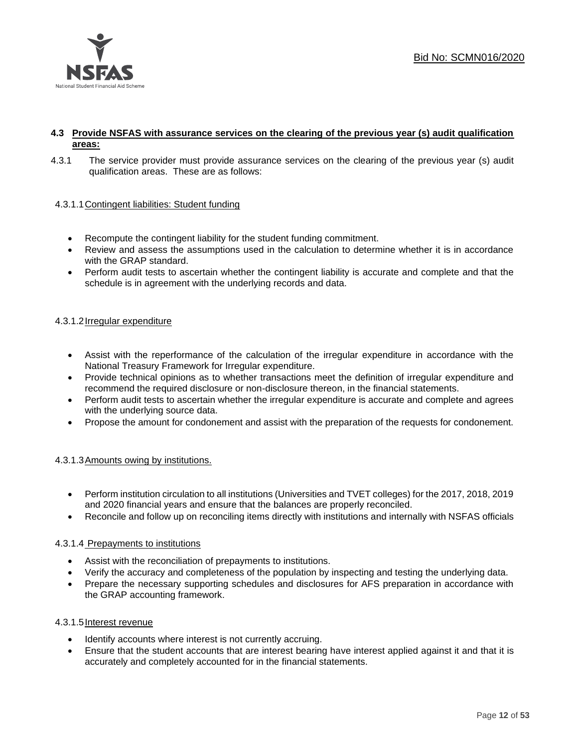### 4.3 Provide NSFAS with assurance services on the clearing of the previous year (s) audit qualification areas:

4.3.1 The service provider must provide assurance services on the clearing of the previous year (s) audit qualification areas. These are as follows:

4.3.1.1 Contingent liabilities: Student funding

- Recompute the contingent liability for the student funding commitment.
- Review and assess the assumptions used in the calculation to determine whether it is in accordance with the GRAP standard.
- Perform audit tests to ascertain whether the contingent liability is accurate and complete and that the schedule is in agreement with the underlying records and data.

4.3.1.2 Irregular expenditure

- Assist with the reperformance of the calculation of the irregular expenditure in accordance with the National Treasury Framework for Irregular expenditure.
- Provide technical opinions as to whether transactions meet the definition of irregular expenditure and recommend the required disclosure or non-disclosure thereon, in the financial statements.
- Perform audit tests to ascertain whether the irregular expenditure is accurate and complete and agrees with the underlying source data.
- Propose the amount for condonement and assist with the preparation of the requests for condonement.

4.3.1.3 Amounts owing by institutions.

- Perform institution circulation to all institutions (Universities and TVET colleges) for the 2017, 2018, 2019 and 2020 financial years and ensure that the balances are properly reconciled.
- Reconcile and follow up on reconciling items directly with institutions and internally with NSFAS officials

4.3.1.4 Prepayments to institutions

- Assist with the reconciliation of prepayments to institutions.
- Verify the accuracy and completeness of the population by inspecting and testing the underlying data.
- Prepare the necessary supporting schedules and disclosures for AFS preparation in accordance with the GRAP accounting framework.

4.3.1.5 Interest revenue

- Identify accounts where interest is not currently accruing.
- Ensure that the student accounts that are interest bearing have interest applied against it and that it is accurately and completely accounted for in the financial statements.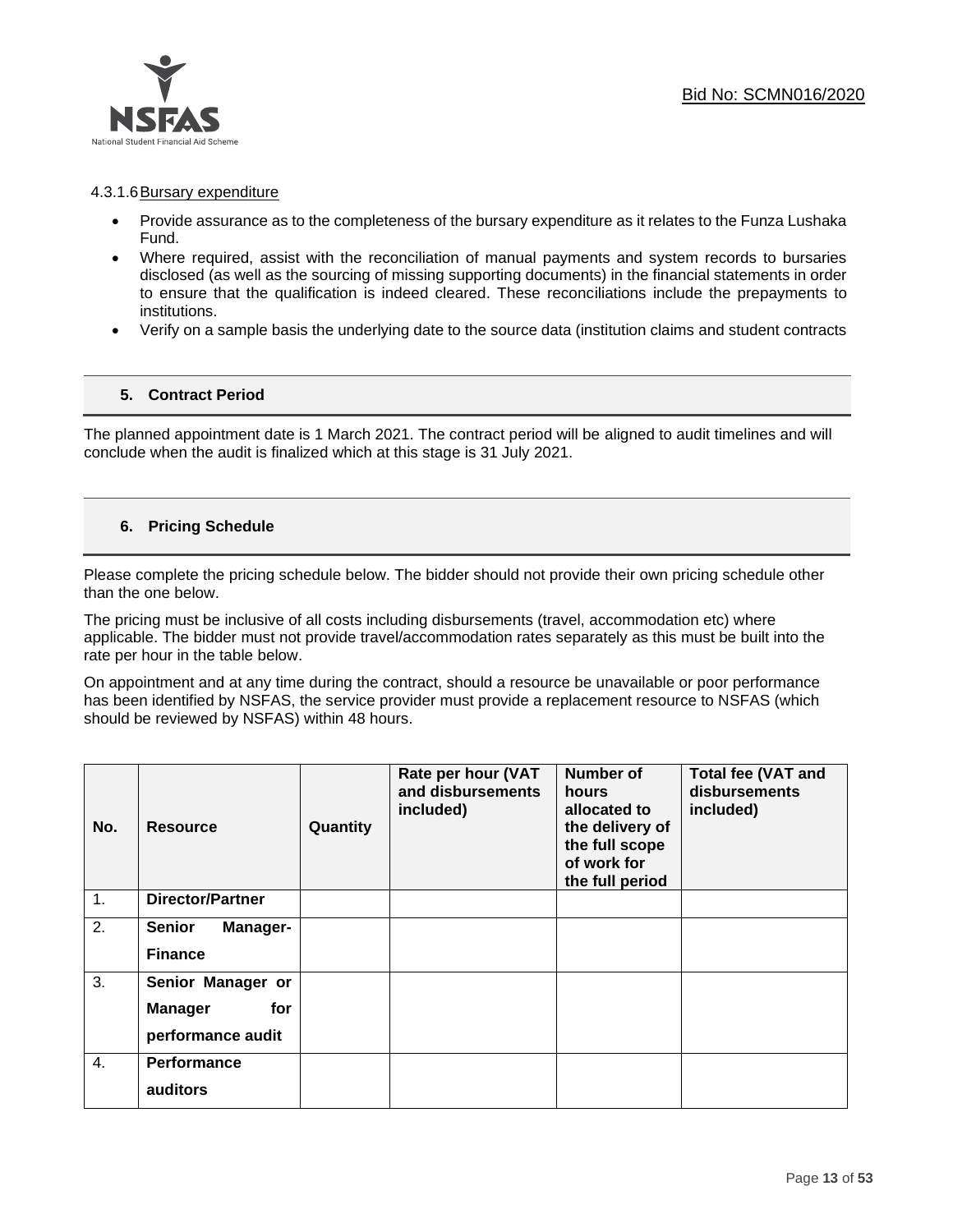4.3.1.6 Bursary expenditure

- Provide assurance as to the completeness of the bursary expenditure as it relates to the Funza Lushaka Fund.
- Where required, assist with the reconciliation of manual payments and system records to bursaries disclosed (as well as the sourcing of missing supporting documents) in the financial statements in order to ensure that the qualification is indeed cleared. These reconciliations include the prepayments to institutions.
- Verify on a sample basis the underlying date to the source data (institution claims and student contracts

## 5. Contract Period

The planned appointment date is 1 March 2021. The contract period will be aligned to audit timelines and will conclude when the audit is finalized which at this stage is 31 July 2021.

## 6. Pricing Schedule

Please complete the pricing schedule below. The bidder should not provide their own pricing schedule other than the one below.

The pricing must be inclusive of all costs including disbursements (travel, accommodation etc) where applicable. The bidder must not provide travel/accommodation rates separately as this must be built into the rate per hour in the table below.

On appointment and at any time during the contract, should a resource be unavailable or poor performance has been identified by NSFAS, the service provider must provide a replacement resource to NSFAS (which should be reviewed by NSFAS) within 48 hours.

| No. | Resource | Quantity | Rate per hour (VAT and disbursements included) | Number of hours allocated to the delivery of the full scope of work for the full period | Total fee (VAT and disbursements included) |
|---|---|---|---|---|---|
| 1. | **Director/Partner** | | | | |
| 2. | **Senior Manager-Finance** | | | | |
| 3. | **Senior Manager or Manager for performance audit** | | | | |
| 4. | **Performance auditors** | | | | |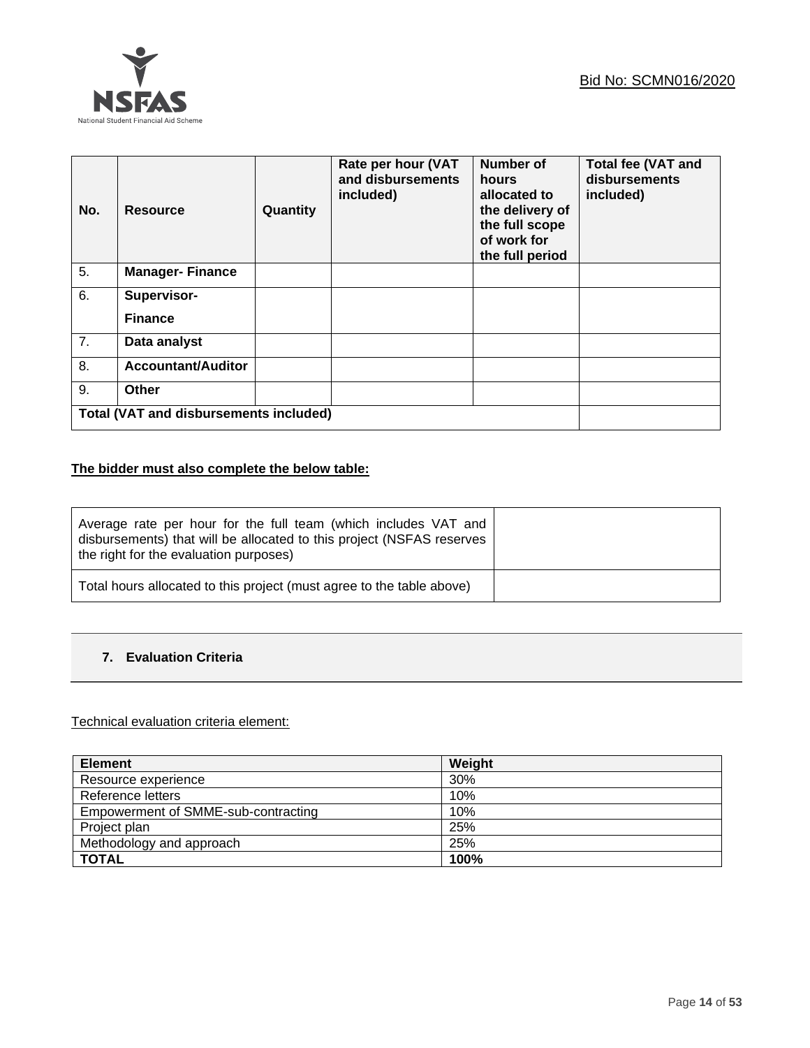| No. | Resource | Quantity | Rate per hour (VAT and disbursements included) | Number of hours allocated to the delivery of the full scope of work for the full period | Total fee (VAT and disbursements included) |
|---|---|---|---|---|---|
| 5. | **Manager- Finance** | | | | |
| 6. | **Supervisor- Finance** | | | | |
| 7. | **Data analyst** | | | | |
| 8. | **Accountant/Auditor** | | | | |
| 9. | **Other** | | | | |
| **Total (VAT and disbursements included)** | | | | | |

**The bidder must also complete the below table:**

| | |
|---|---|
| Average rate per hour for the full team (which includes VAT and disbursements) that will be allocated to this project (NSFAS reserves the right for the evaluation purposes) | |
| Total hours allocated to this project (must agree to the table above) | |

## 7. Evaluation Criteria

Technical evaluation criteria element:

| Element | Weight |
|---|---|
| Resource experience | 30% |
| Reference letters | 10% |
| Empowerment of SMME-sub-contracting | 10% |
| Project plan | 25% |
| Methodology and approach | 25% |
| **TOTAL** | **100%** |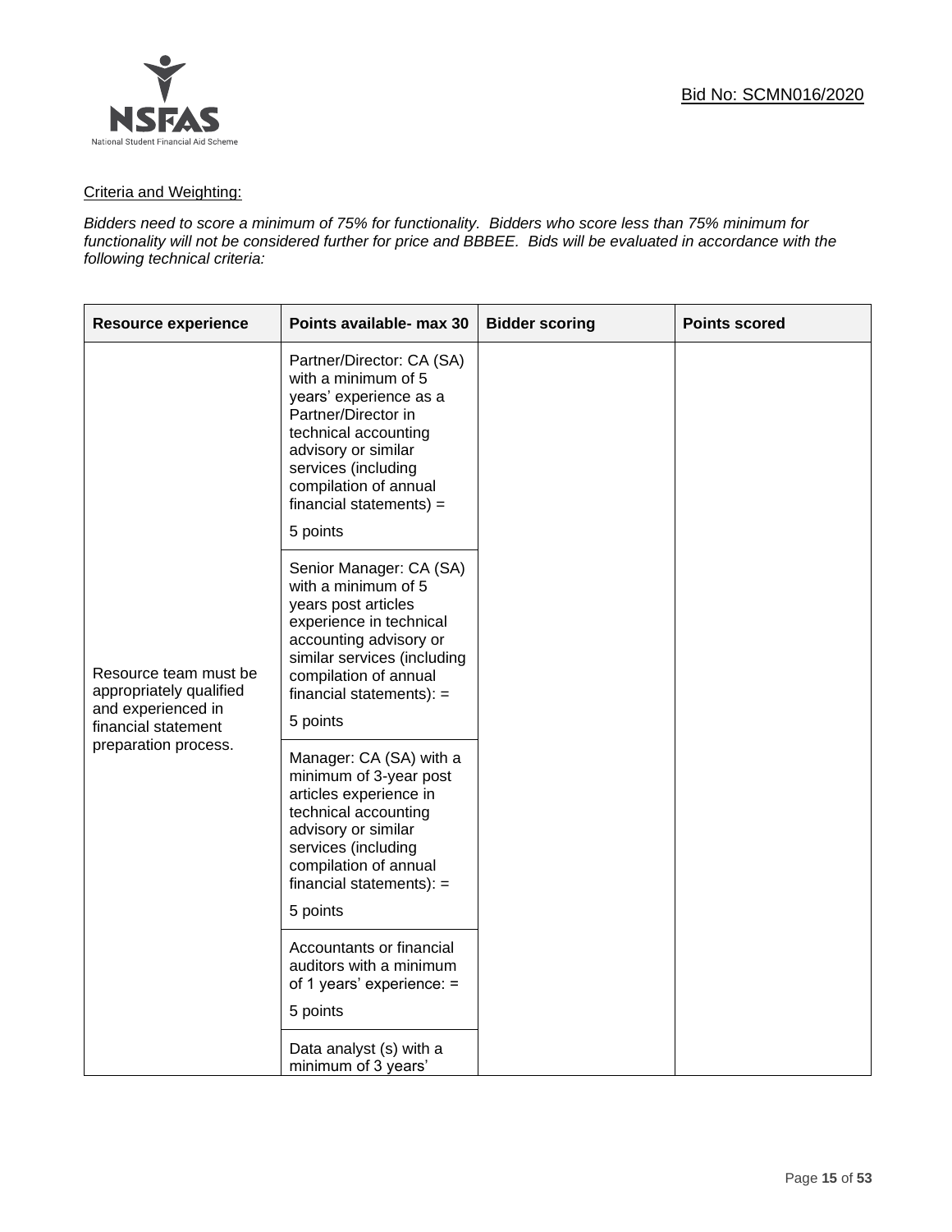Criteria and Weighting:

*Bidders need to score a minimum of 75% for functionality. Bidders who score less than 75% minimum for functionality will not be considered further for price and BBBEE. Bids will be evaluated in accordance with the following technical criteria:*

| Resource experience | Points available- max 30 | Bidder scoring | Points scored |
|---|---|---|---|
| Resource team must be appropriately qualified and experienced in financial statement preparation process. | Partner/Director: CA (SA) with a minimum of 5 years' experience as a Partner/Director in technical accounting advisory or similar services (including compilation of annual financial statements) = 5 points | | |
| | Senior Manager: CA (SA) with a minimum of 5 years post articles experience in technical accounting advisory or similar services (including compilation of annual financial statements): = 5 points | | |
| | Manager: CA (SA) with a minimum of 3-year post articles experience in technical accounting advisory or similar services (including compilation of annual financial statements): = 5 points | | |
| | Accountants or financial auditors with a minimum of 1 years' experience: = 5 points | | |
| | Data analyst (s) with a minimum of 3 years' | | |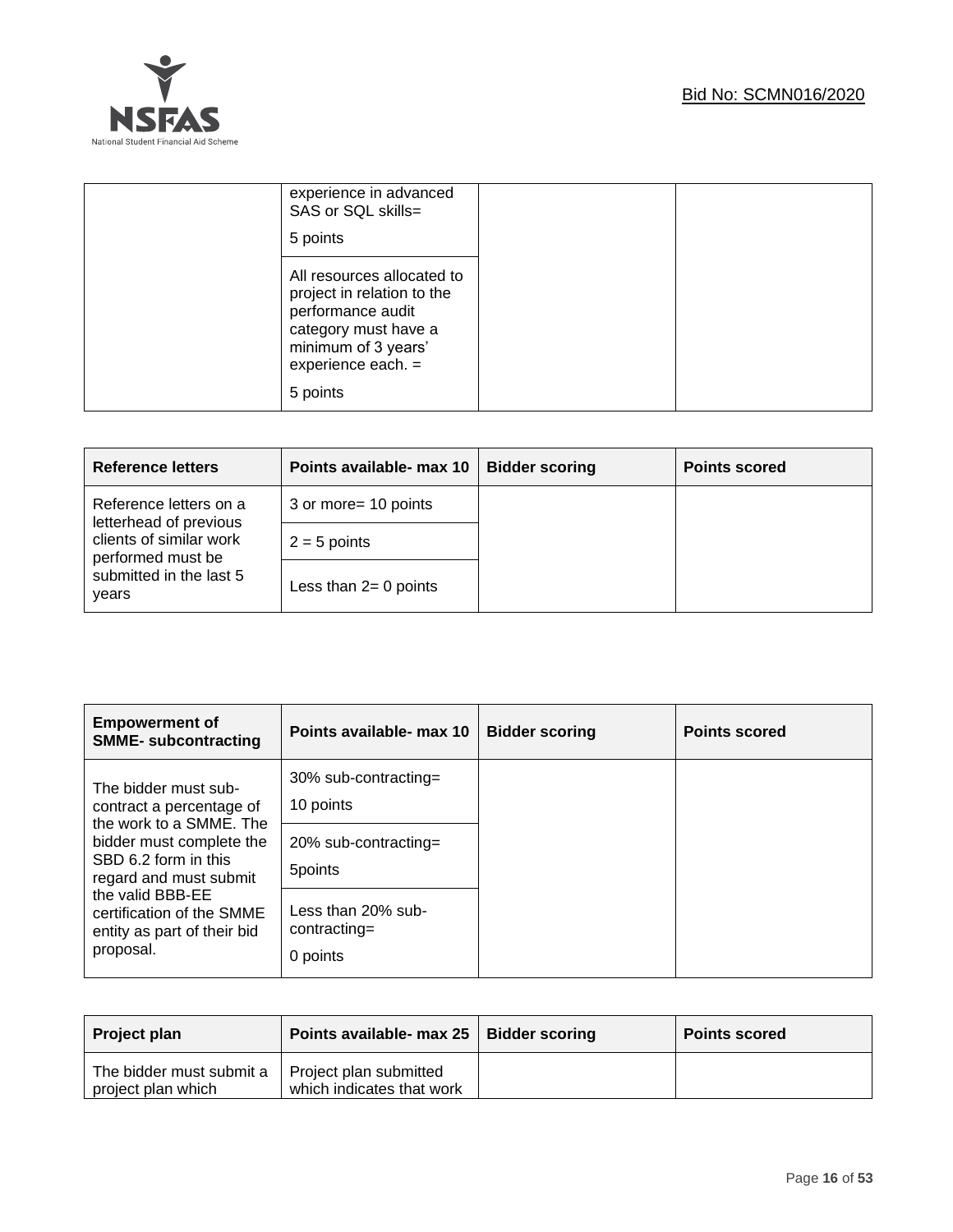| | | | |
|---|---|---|---|
| | experience in advanced SAS or SQL skills= 5 points | | |
| | All resources allocated to project in relation to the performance audit category must have a minimum of 3 years' experience each. = 5 points | | |

| **Reference letters** | **Points available- max 10** | **Bidder scoring** | **Points scored** |
|---|---|---|---|
| Reference letters on a letterhead of previous clients of similar work performed must be submitted in the last 5 years | 3 or more= 10 points | | |
| | 2 = 5 points | | |
| | Less than 2= 0 points | | |

| **Empowerment of SMME- subcontracting** | **Points available- max 10** | **Bidder scoring** | **Points scored** |
|---|---|---|---|
| The bidder must sub-contract a percentage of the work to a SMME. The bidder must complete the SBD 6.2 form in this regard and must submit the valid BBB-EE certification of the SMME entity as part of their bid proposal. | 30% sub-contracting= 10 points | | |
| | 20% sub-contracting= 5points | | |
| | Less than 20% sub-contracting= 0 points | | |

| **Project plan** | **Points available- max 25** | **Bidder scoring** | **Points scored** |
|---|---|---|---|
| The bidder must submit a project plan which | Project plan submitted which indicates that work | | |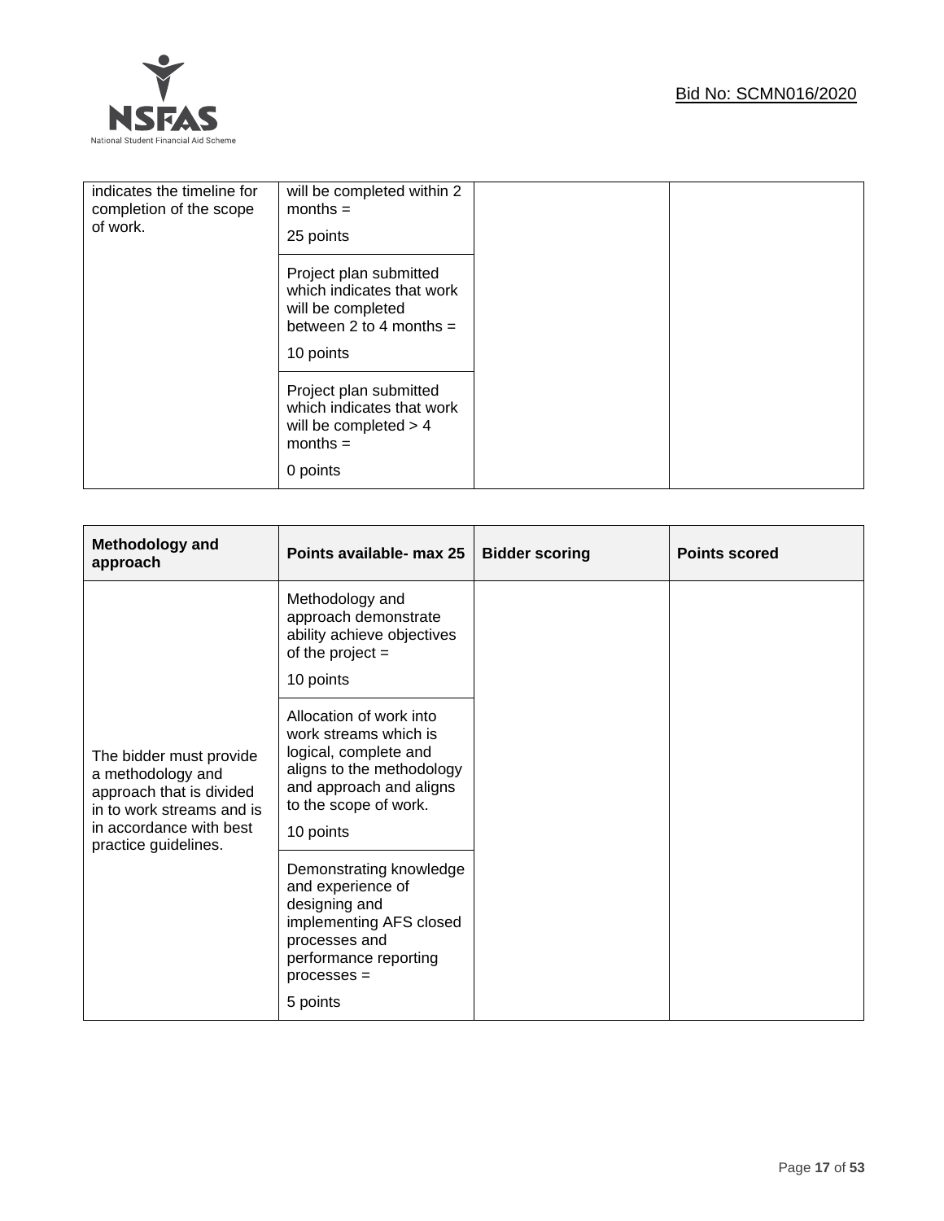| indicates the timeline for completion of the scope of work. | will be completed within 2 months = 25 points | | |
| --- | --- | --- | --- |
| | Project plan submitted which indicates that work will be completed between 2 to 4 months = 10 points | | |
| | Project plan submitted which indicates that work will be completed > 4 months = 0 points | | |

| **Methodology and approach** | **Points available- max 25** | **Bidder scoring** | **Points scored** |
| --- | --- | --- | --- |
| The bidder must provide a methodology and approach that is divided in to work streams and is in accordance with best practice guidelines. | Methodology and approach demonstrate ability achieve objectives of the project = 10 points | | |
| | Allocation of work into work streams which is logical, complete and aligns to the methodology and approach and aligns to the scope of work. 10 points | | |
| | Demonstrating knowledge and experience of designing and implementing AFS closed processes and performance reporting processes = 5 points | | |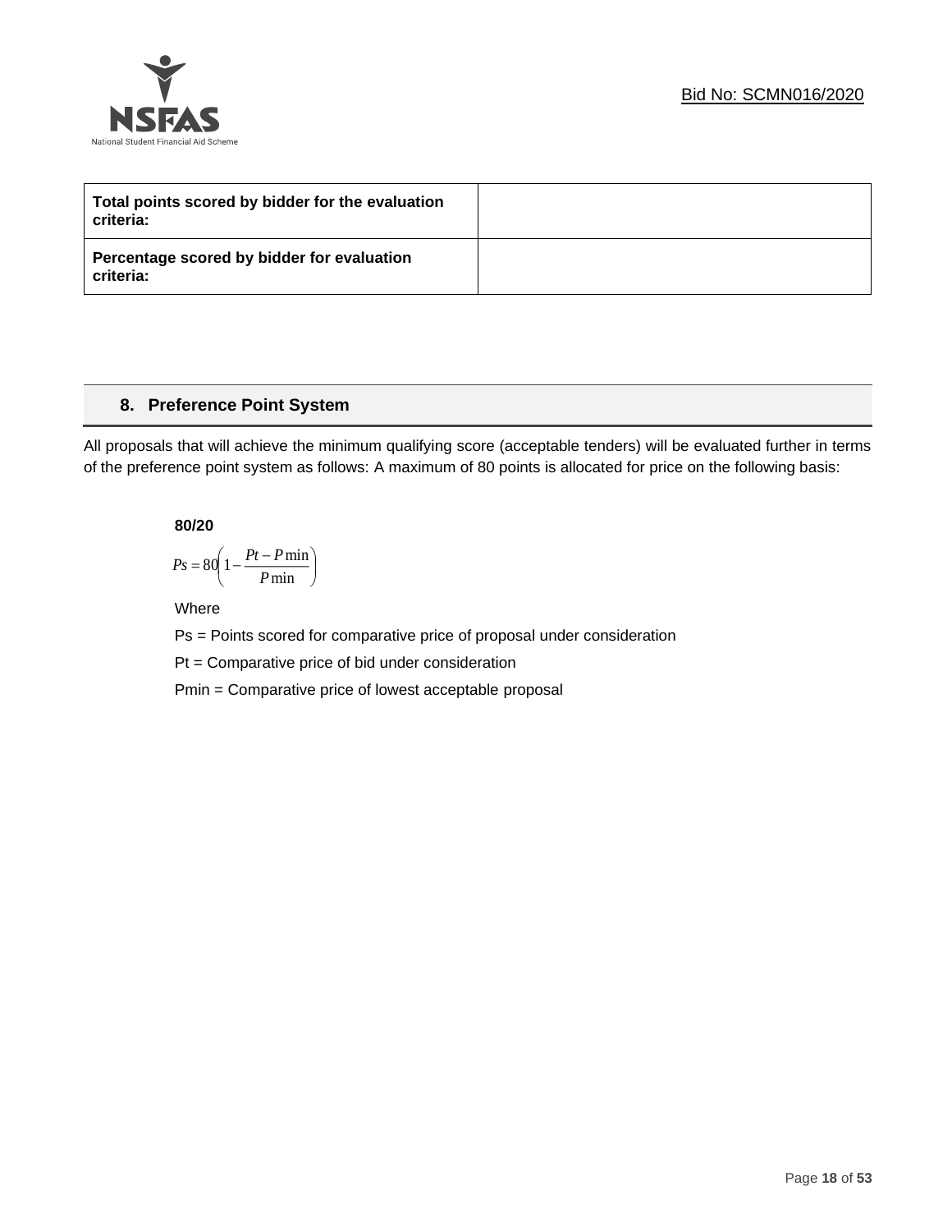| Total points scored by bidder for the evaluation criteria: | |
|---|---|
| **Percentage scored by bidder for evaluation criteria:** | |

## 8. Preference Point System

All proposals that will achieve the minimum qualifying score (acceptable tenders) will be evaluated further in terms of the preference point system as follows: A maximum of 80 points is allocated for price on the following basis:

**80/20**

$$Ps = 80\left(1 - \frac{Pt - P\min}{P\min}\right)$$

Where

Ps = Points scored for comparative price of proposal under consideration

Pt = Comparative price of bid under consideration

Pmin = Comparative price of lowest acceptable proposal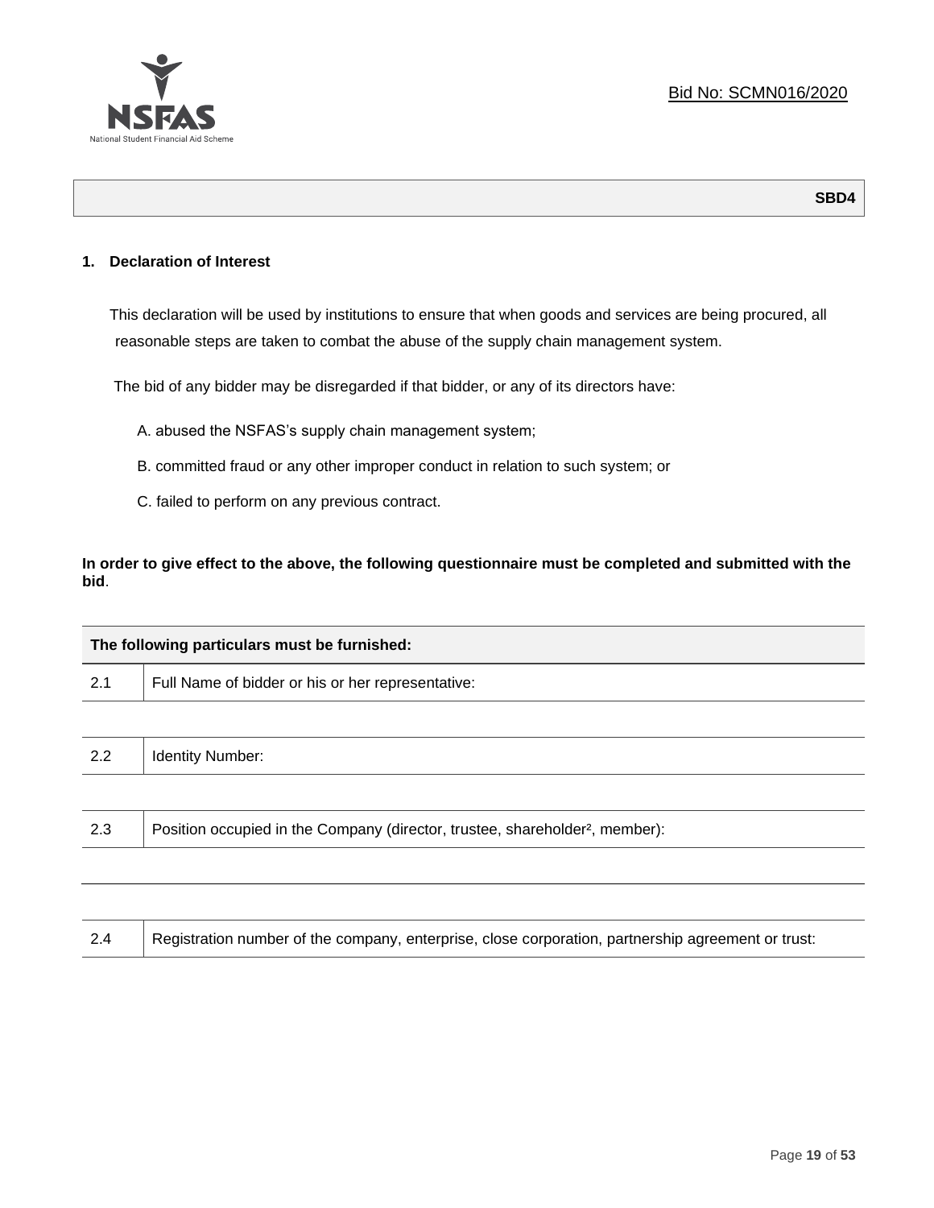Bid No: SCMN016/2020

**SBD4**

## 1. Declaration of Interest

This declaration will be used by institutions to ensure that when goods and services are being procured, all reasonable steps are taken to combat the abuse of the supply chain management system.

The bid of any bidder may be disregarded if that bidder, or any of its directors have:

A. abused the NSFAS's supply chain management system;

B. committed fraud or any other improper conduct in relation to such system; or

C. failed to perform on any previous contract.

**In order to give effect to the above, the following questionnaire must be completed and submitted with the bid**.

| The following particulars must be furnished: | |
|---|---|
| 2.1 | Full Name of bidder or his or her representative: |
| | |
| 2.2 | Identity Number: |
| | |
| 2.3 | Position occupied in the Company (director, trustee, shareholder[2], member): |
| | |
| | |
| 2.4 | Registration number of the company, enterprise, close corporation, partnership agreement or trust: |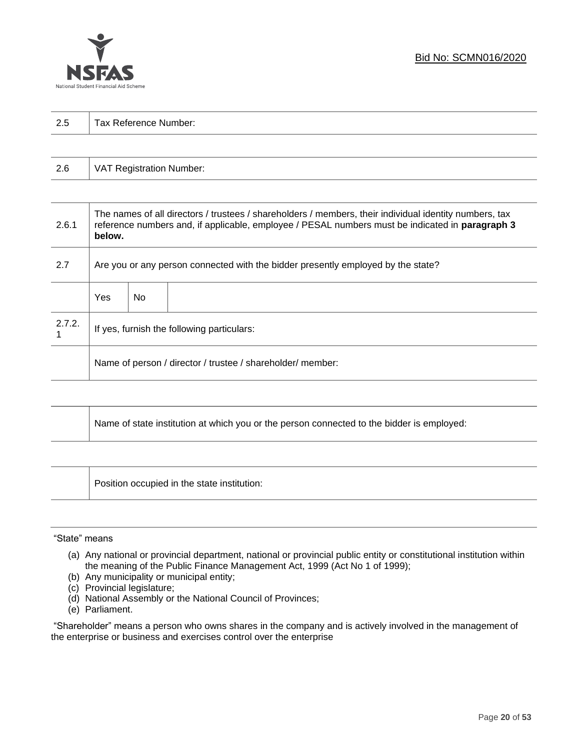Bid No: SCMN016/2020

| 2.5 | Tax Reference Number: |
|---|---|

| 2.6 | VAT Registration Number: |
|---|---|

| | | | |
|---|---|---|---|
| 2.6.1 | The names of all directors / trustees / shareholders / members, their individual identity numbers, tax reference numbers and, if applicable, employee / PESAL numbers must be indicated in **paragraph 3 below.** | | |
| 2.7 | Are you or any person connected with the bidder presently employed by the state? | | |
| | Yes | No | |
| 2.7.2.1 | If yes, furnish the following particulars: | | |
| | Name of person / director / trustee / shareholder/ member: | | |

| | Name of state institution at which you or the person connected to the bidder is employed: |
|---|---|

| | Position occupied in the state institution: |
|---|---|

"State" means

(a) Any national or provincial department, national or provincial public entity or constitutional institution within the meaning of the Public Finance Management Act, 1999 (Act No 1 of 1999);
(b) Any municipality or municipal entity;
(c) Provincial legislature;
(d) National Assembly or the National Council of Provinces;
(e) Parliament.

"Shareholder" means a person who owns shares in the company and is actively involved in the management of the enterprise or business and exercises control over the enterprise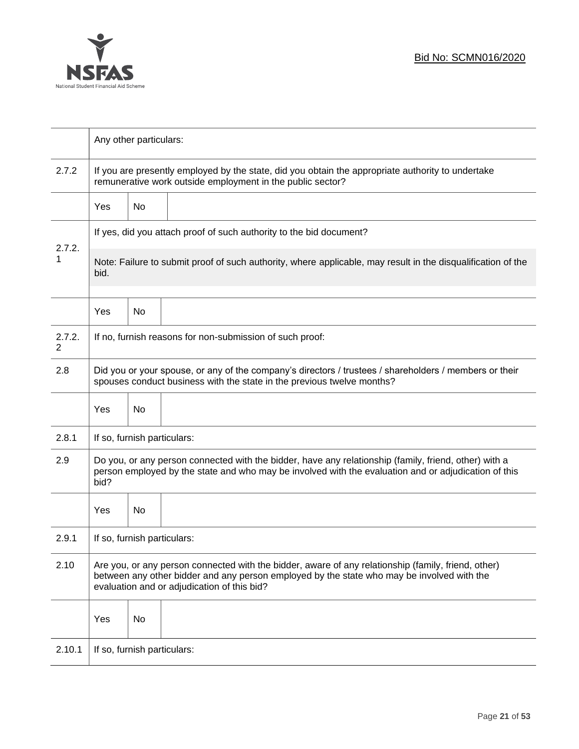| | | | |
|---|---|---|---|
| | Any other particulars: | | |
| 2.7.2 | If you are presently employed by the state, did you obtain the appropriate authority to undertake remunerative work outside employment in the public sector? | | |
| | Yes | No | |
| 2.7.2.1 | If yes, did you attach proof of such authority to the bid document? | | |
| | Note: Failure to submit proof of such authority, where applicable, may result in the disqualification of the bid. | | |
| | Yes | No | |
| 2.7.2.2 | If no, furnish reasons for non-submission of such proof: | | |
| 2.8 | Did you or your spouse, or any of the company's directors / trustees / shareholders / members or their spouses conduct business with the state in the previous twelve months? | | |
| | Yes | No | |
| 2.8.1 | If so, furnish particulars: | | |
| 2.9 | Do you, or any person connected with the bidder, have any relationship (family, friend, other) with a person employed by the state and who may be involved with the evaluation and or adjudication of this bid? | | |
| | Yes | No | |
| 2.9.1 | If so, furnish particulars: | | |
| 2.10 | Are you, or any person connected with the bidder, aware of any relationship (family, friend, other) between any other bidder and any person employed by the state who may be involved with the evaluation and or adjudication of this bid? | | |
| | Yes | No | |
| 2.10.1 | If so, furnish particulars: | | |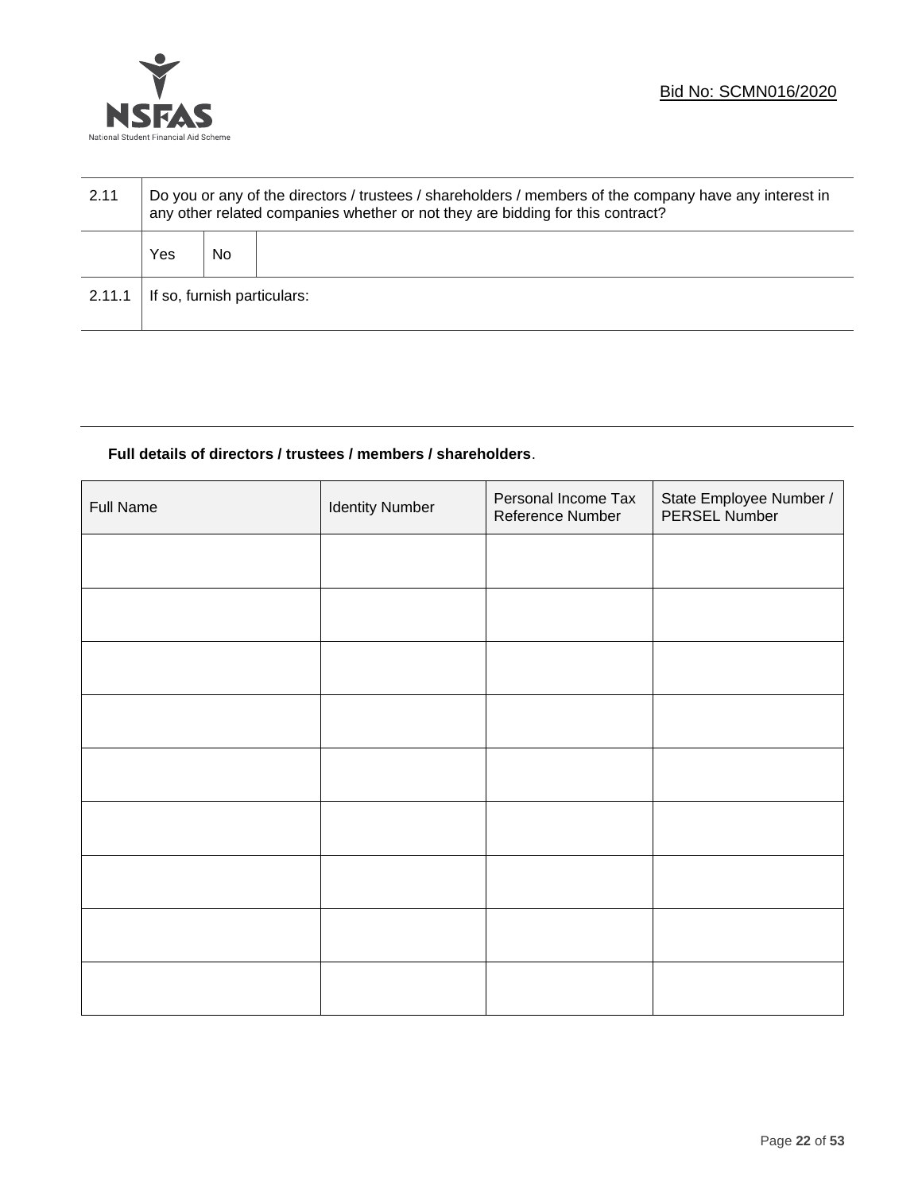| 2.11 | Do you or any of the directors / trustees / shareholders / members of the company have any interest in any other related companies whether or not they are bidding for this contract? | | |
|---|---|---|---|
| | Yes | No | |
| 2.11.1 | If so, furnish particulars: | | |

**Full details of directors / trustees / members / shareholders**.

| Full Name | Identity Number | Personal Income Tax Reference Number | State Employee Number / PERSEL Number |
|---|---|---|---|
| | | | |
| | | | |
| | | | |
| | | | |
| | | | |
| | | | |
| | | | |
| | | | |
| | | | |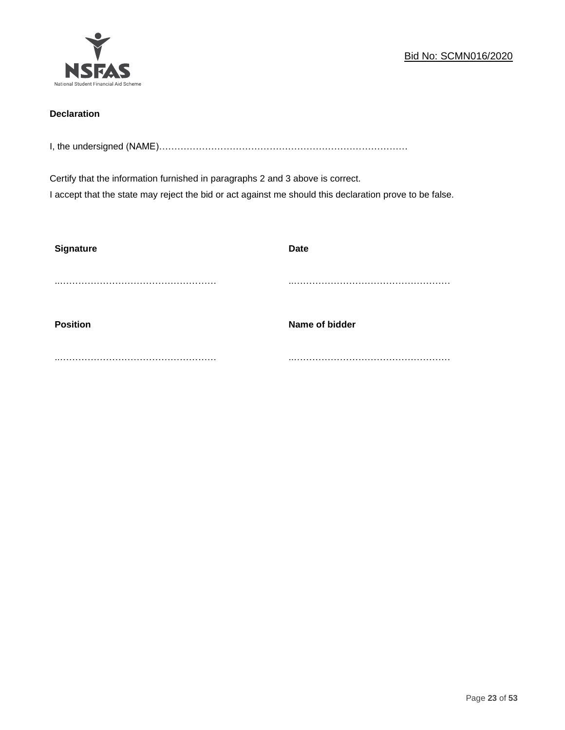**Declaration**

I, the undersigned (NAME)…………………………………………………………………………

Certify that the information furnished in paragraphs 2 and 3 above is correct.
I accept that the state may reject the bid or act against me should this declaration prove to be false.

| **Signature** | **Date** |
|---|---|
| ..…………………………………………… | ..…………………………………………… |
| **Position** | **Name of bidder** |
| ..…………………………………………… | ..…………………………………………… |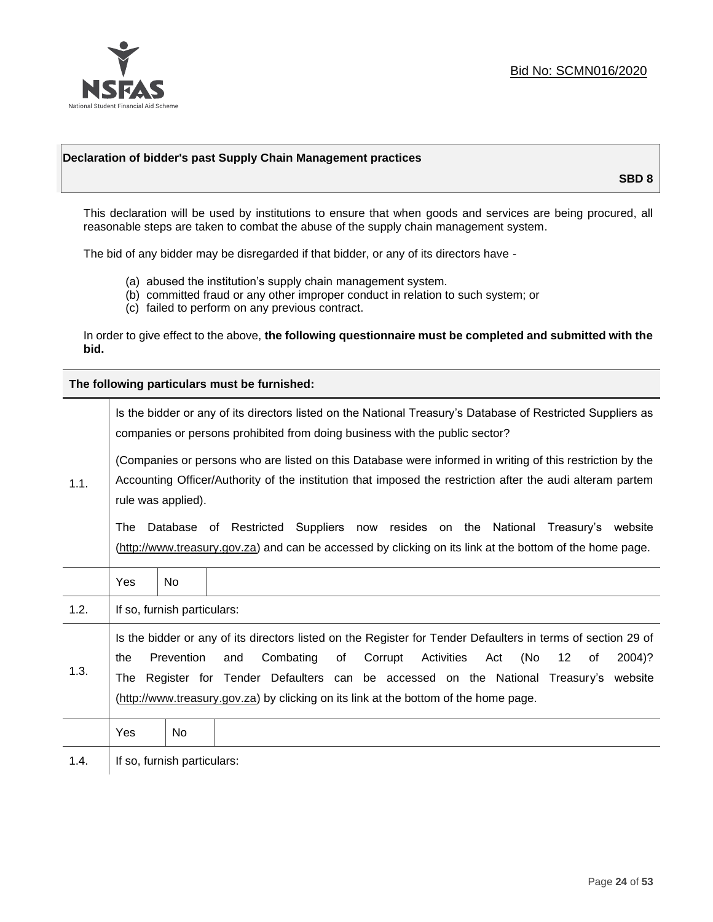Bid No: SCMN016/2020

## Declaration of bidder's past Supply Chain Management practices

**SBD 8**

This declaration will be used by institutions to ensure that when goods and services are being procured, all reasonable steps are taken to combat the abuse of the supply chain management system.

The bid of any bidder may be disregarded if that bidder, or any of its directors have -

(a) abused the institution's supply chain management system.
(b) committed fraud or any other improper conduct in relation to such system; or
(c) failed to perform on any previous contract.

In order to give effect to the above, **the following questionnaire must be completed and submitted with the bid.**

| **The following particulars must be furnished:** | |
|---|---|
| 1.1. | Is the bidder or any of its directors listed on the National Treasury's Database of Restricted Suppliers as companies or persons prohibited from doing business with the public sector?<br><br>(Companies or persons who are listed on this Database were informed in writing of this restriction by the Accounting Officer/Authority of the institution that imposed the restriction after the audi alteram partem rule was applied).<br><br>The Database of Restricted Suppliers now resides on the National Treasury's website (http://www.treasury.gov.za) and can be accessed by clicking on its link at the bottom of the home page. |
| | Yes / No |
| 1.2. | If so, furnish particulars: |
| 1.3. | Is the bidder or any of its directors listed on the Register for Tender Defaulters in terms of section 29 of the Prevention and Combating of Corrupt Activities Act (No 12 of 2004)? The Register for Tender Defaulters can be accessed on the National Treasury's website (http://www.treasury.gov.za) by clicking on its link at the bottom of the home page. |
| | Yes / No |
| 1.4. | If so, furnish particulars: |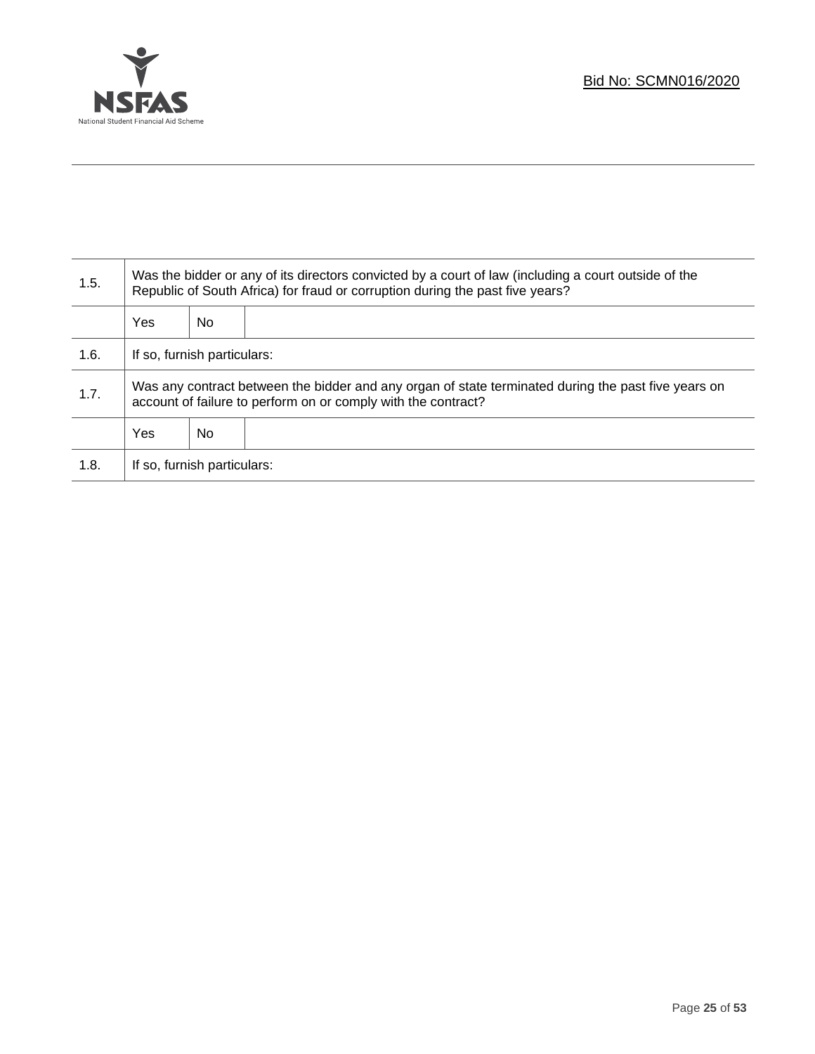| | | | |
|---|---|---|---|
| 1.5. | Was the bidder or any of its directors convicted by a court of law (including a court outside of the Republic of South Africa) for fraud or corruption during the past five years? | | |
| | Yes | No | |
| 1.6. | If so, furnish particulars: | | |
| 1.7. | Was any contract between the bidder and any organ of state terminated during the past five years on account of failure to perform on or comply with the contract? | | |
| | Yes | No | |
| 1.8. | If so, furnish particulars: | | |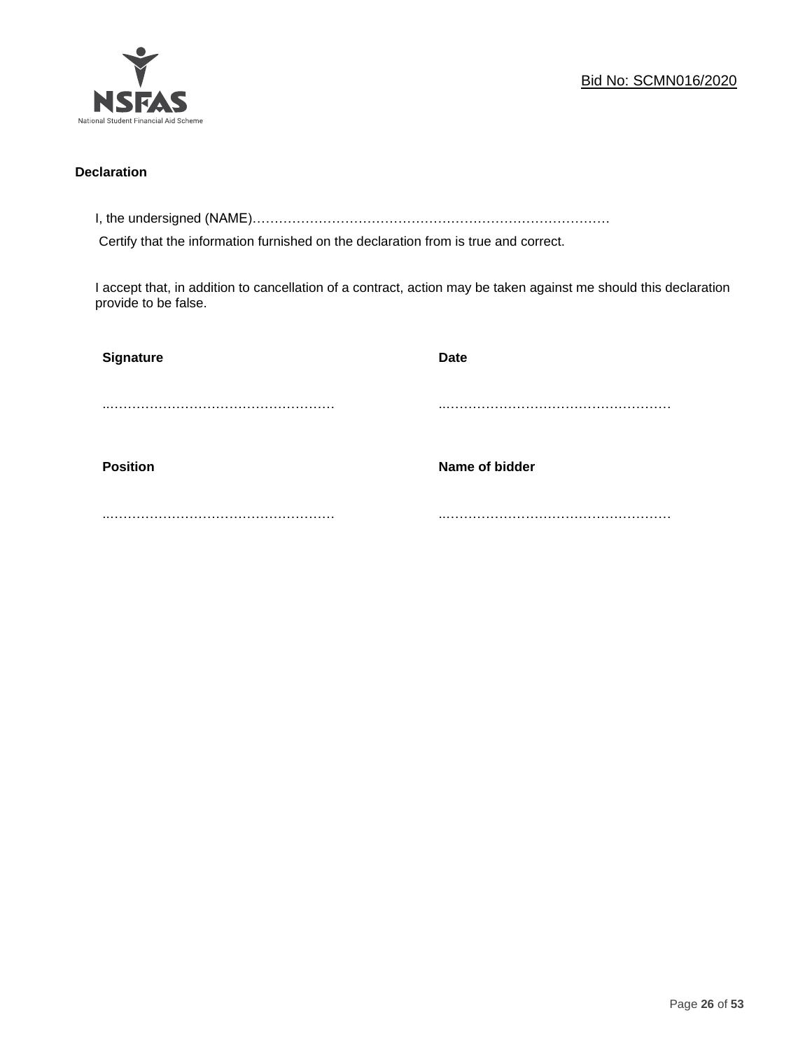**Declaration**

I, the undersigned (NAME)……………………………………………………………………………

Certify that the information furnished on the declaration from is true and correct.

I accept that, in addition to cancellation of a contract, action may be taken against me should this declaration provide to be false.

| **Signature** | **Date** |
|---|---|
| ..……………………………………………… | ..……………………………………………… |
| **Position** | **Name of bidder** |
| ..……………………………………………… | ..……………………………………………… |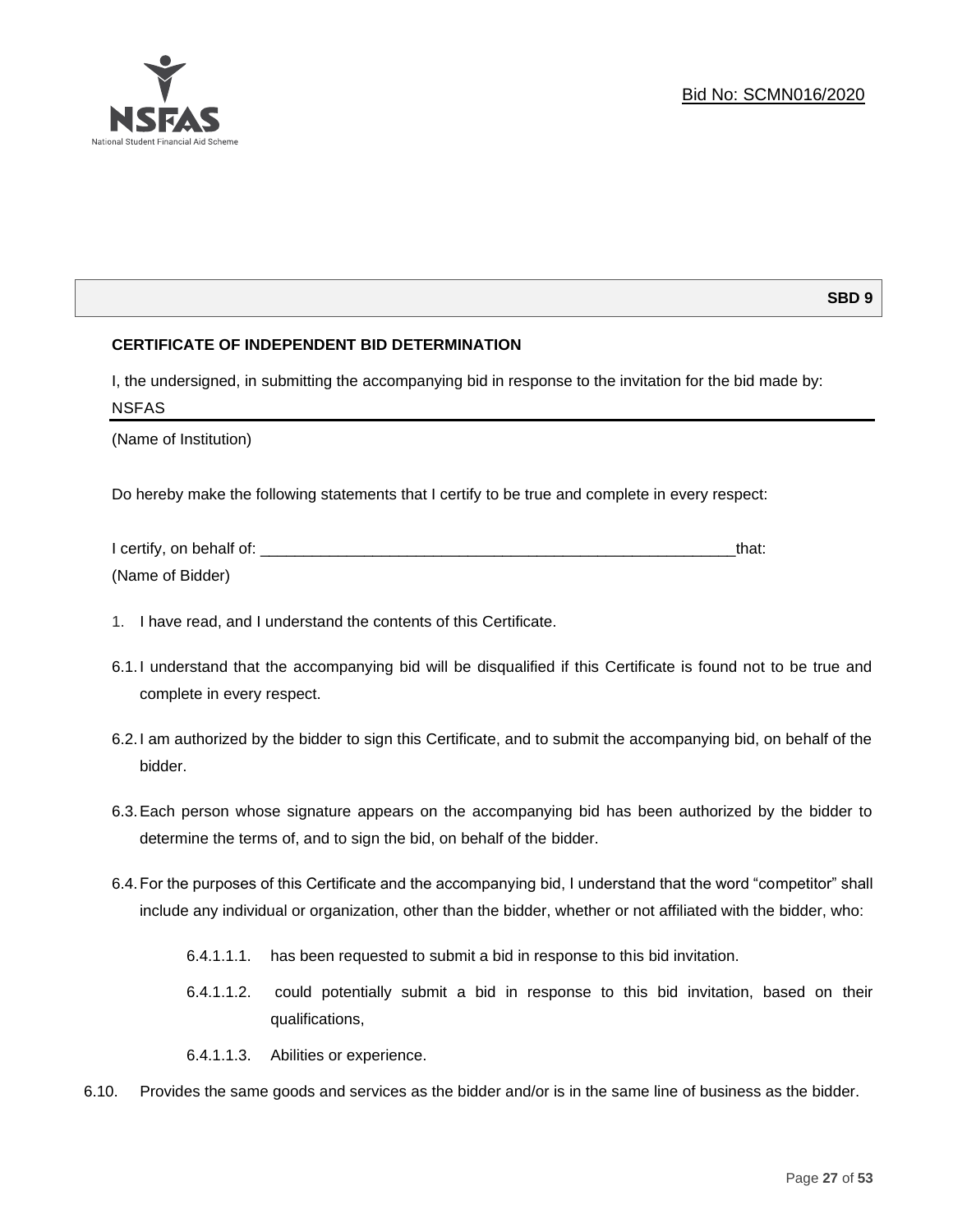Bid No: SCMN016/2020

**SBD 9**

**CERTIFICATE OF INDEPENDENT BID DETERMINATION**

I, the undersigned, in submitting the accompanying bid in response to the invitation for the bid made by:

NSFAS

(Name of Institution)

Do hereby make the following statements that I certify to be true and complete in every respect:

I certify, on behalf of: ___________________________________________________________that:

(Name of Bidder)

1. I have read, and I understand the contents of this Certificate.

6.1. I understand that the accompanying bid will be disqualified if this Certificate is found not to be true and complete in every respect.

6.2. I am authorized by the bidder to sign this Certificate, and to submit the accompanying bid, on behalf of the bidder.

6.3. Each person whose signature appears on the accompanying bid has been authorized by the bidder to determine the terms of, and to sign the bid, on behalf of the bidder.

6.4. For the purposes of this Certificate and the accompanying bid, I understand that the word "competitor" shall include any individual or organization, other than the bidder, whether or not affiliated with the bidder, who:

6.4.1.1.1. has been requested to submit a bid in response to this bid invitation.

6.4.1.1.2. could potentially submit a bid in response to this bid invitation, based on their qualifications,

6.4.1.1.3. Abilities or experience.

6.10. Provides the same goods and services as the bidder and/or is in the same line of business as the bidder.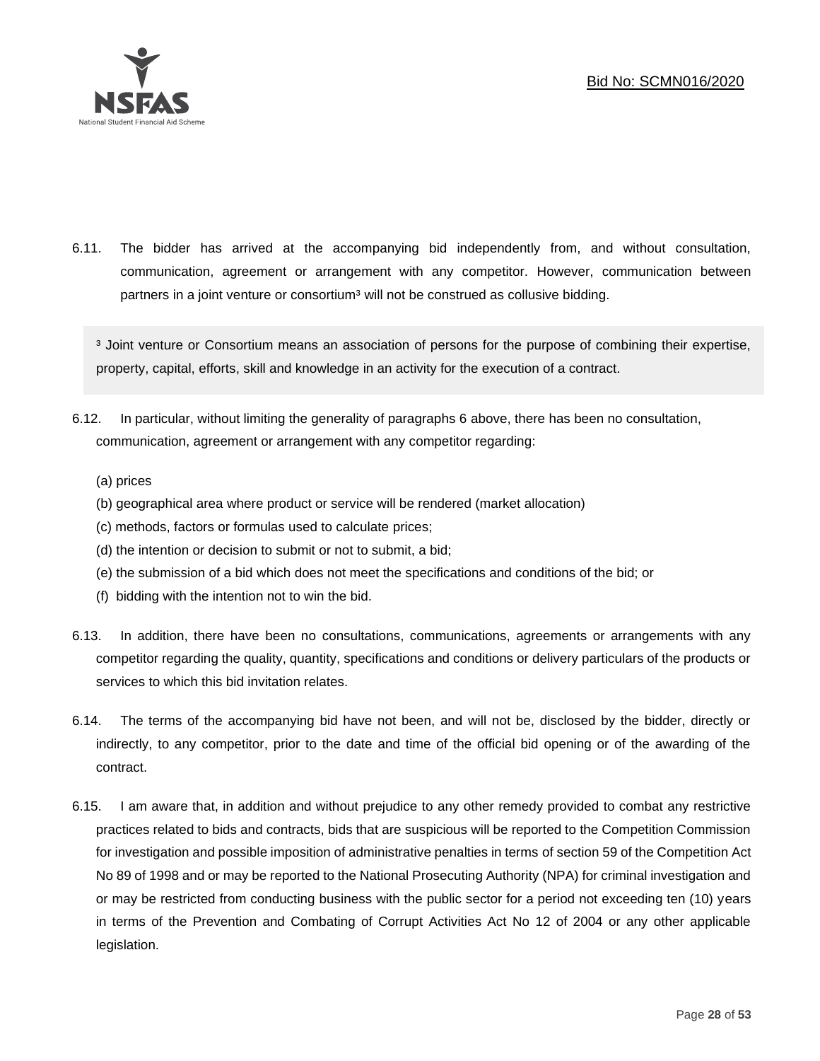6.11. The bidder has arrived at the accompanying bid independently from, and without consultation, communication, agreement or arrangement with any competitor. However, communication between partners in a joint venture or consortium[3] will not be construed as collusive bidding.

> [3] Joint venture or Consortium means an association of persons for the purpose of combining their expertise, property, capital, efforts, skill and knowledge in an activity for the execution of a contract.

6.12. In particular, without limiting the generality of paragraphs 6 above, there has been no consultation, communication, agreement or arrangement with any competitor regarding:

(a) prices
(b) geographical area where product or service will be rendered (market allocation)
(c) methods, factors or formulas used to calculate prices;
(d) the intention or decision to submit or not to submit, a bid;
(e) the submission of a bid which does not meet the specifications and conditions of the bid; or
(f) bidding with the intention not to win the bid.

6.13. In addition, there have been no consultations, communications, agreements or arrangements with any competitor regarding the quality, quantity, specifications and conditions or delivery particulars of the products or services to which this bid invitation relates.

6.14. The terms of the accompanying bid have not been, and will not be, disclosed by the bidder, directly or indirectly, to any competitor, prior to the date and time of the official bid opening or of the awarding of the contract.

6.15. I am aware that, in addition and without prejudice to any other remedy provided to combat any restrictive practices related to bids and contracts, bids that are suspicious will be reported to the Competition Commission for investigation and possible imposition of administrative penalties in terms of section 59 of the Competition Act No 89 of 1998 and or may be reported to the National Prosecuting Authority (NPA) for criminal investigation and or may be restricted from conducting business with the public sector for a period not exceeding ten (10) years in terms of the Prevention and Combating of Corrupt Activities Act No 12 of 2004 or any other applicable legislation.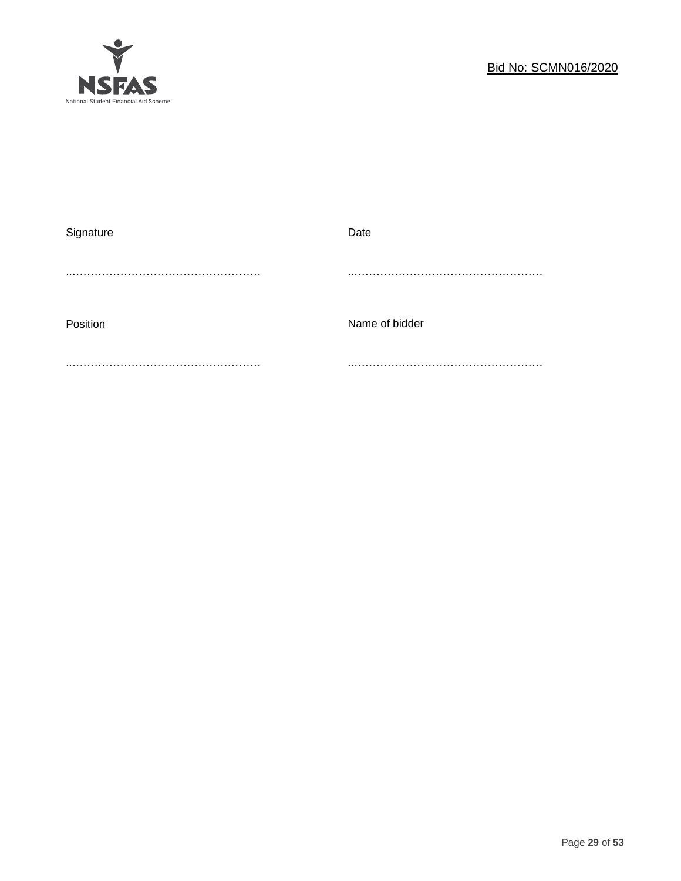| Signature | Date |
| --- | --- |
| ……………………………………………… | ……………………………………………… |
| Position | Name of bidder |
| ……………………………………………… | ……………………………………………… |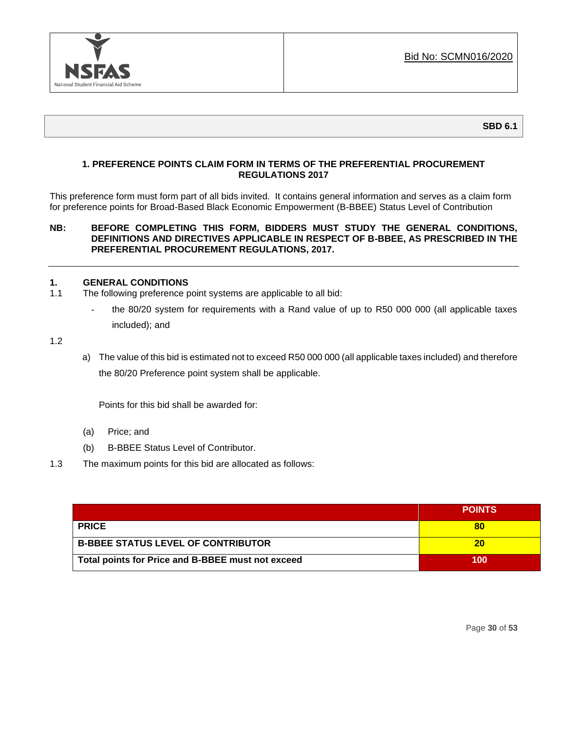Bid No: SCMN016/2020

**SBD 6.1**

## 1. PREFERENCE POINTS CLAIM FORM IN TERMS OF THE PREFERENTIAL PROCUREMENT REGULATIONS 2017

This preference form must form part of all bids invited. It contains general information and serves as a claim form for preference points for Broad-Based Black Economic Empowerment (B-BBEE) Status Level of Contribution

**NB: BEFORE COMPLETING THIS FORM, BIDDERS MUST STUDY THE GENERAL CONDITIONS, DEFINITIONS AND DIRECTIVES APPLICABLE IN RESPECT OF B-BBEE, AS PRESCRIBED IN THE PREFERENTIAL PROCUREMENT REGULATIONS, 2017.**

---

### 1. GENERAL CONDITIONS

1.1 The following preference point systems are applicable to all bid:

- the 80/20 system for requirements with a Rand value of up to R50 000 000 (all applicable taxes included); and

1.2

a) The value of this bid is estimated not to exceed R50 000 000 (all applicable taxes included) and therefore the 80/20 Preference point system shall be applicable.

Points for this bid shall be awarded for:

(a) Price; and

(b) B-BBEE Status Level of Contributor.

1.3 The maximum points for this bid are allocated as follows:

| | POINTS |
|---|---|
| **PRICE** | **80** |
| **B-BBEE STATUS LEVEL OF CONTRIBUTOR** | **20** |
| **Total points for Price and B-BBEE must not exceed** | **100** |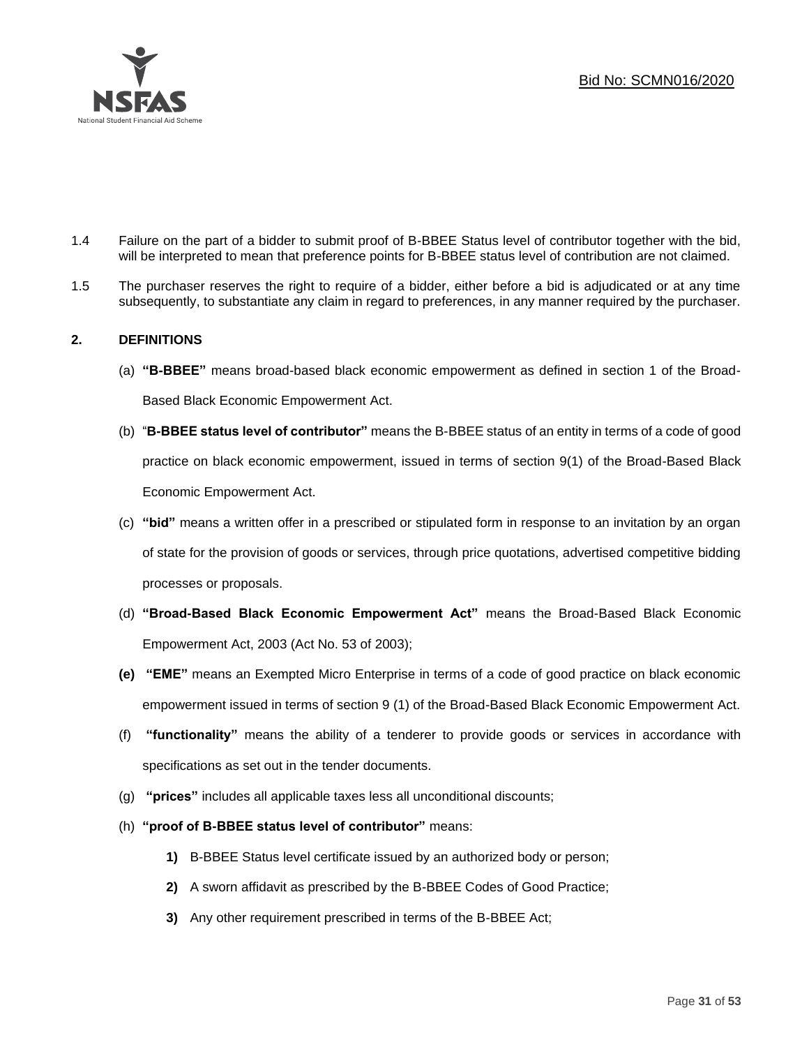1.4 Failure on the part of a bidder to submit proof of B-BBEE Status level of contributor together with the bid, will be interpreted to mean that preference points for B-BBEE status level of contribution are not claimed.

1.5 The purchaser reserves the right to require of a bidder, either before a bid is adjudicated or at any time subsequently, to substantiate any claim in regard to preferences, in any manner required by the purchaser.

## 2. DEFINITIONS

(a) **"B-BBEE"** means broad-based black economic empowerment as defined in section 1 of the Broad-Based Black Economic Empowerment Act.

(b) "**B-BBEE status level of contributor"** means the B-BBEE status of an entity in terms of a code of good practice on black economic empowerment, issued in terms of section 9(1) of the Broad-Based Black Economic Empowerment Act.

(c) **"bid"** means a written offer in a prescribed or stipulated form in response to an invitation by an organ of state for the provision of goods or services, through price quotations, advertised competitive bidding processes or proposals.

(d) **"Broad-Based Black Economic Empowerment Act"** means the Broad-Based Black Economic Empowerment Act, 2003 (Act No. 53 of 2003);

**(e)** **"EME"** means an Exempted Micro Enterprise in terms of a code of good practice on black economic empowerment issued in terms of section 9 (1) of the Broad-Based Black Economic Empowerment Act.

(f) **"functionality"** means the ability of a tenderer to provide goods or services in accordance with specifications as set out in the tender documents.

(g) **"prices"** includes all applicable taxes less all unconditional discounts;

(h) **"proof of B-BBEE status level of contributor"** means:

**1)** B-BBEE Status level certificate issued by an authorized body or person;

**2)** A sworn affidavit as prescribed by the B-BBEE Codes of Good Practice;

**3)** Any other requirement prescribed in terms of the B-BBEE Act;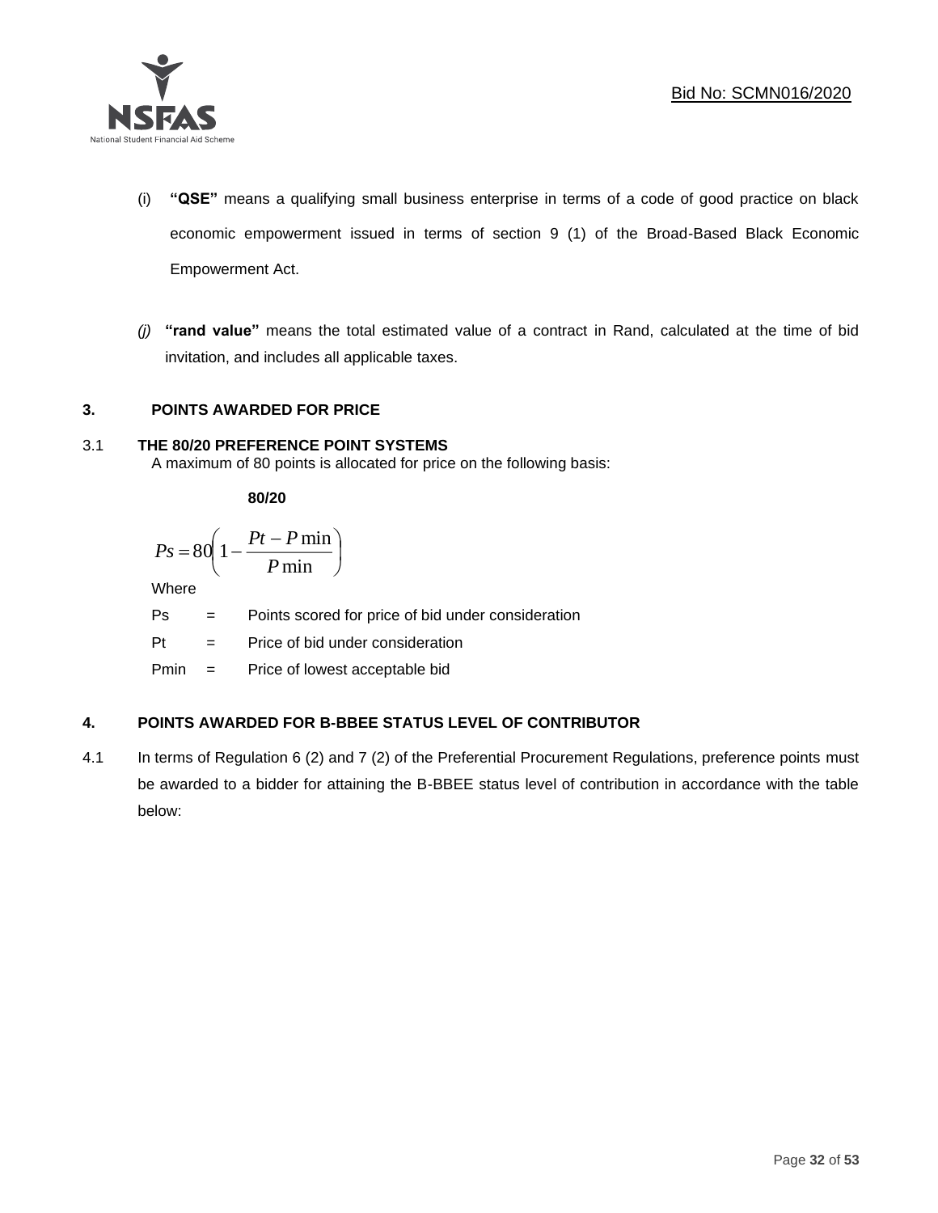(i) **"QSE"** means a qualifying small business enterprise in terms of a code of good practice on black economic empowerment issued in terms of section 9 (1) of the Broad-Based Black Economic Empowerment Act.

*(j)* **"rand value"** means the total estimated value of a contract in Rand, calculated at the time of bid invitation, and includes all applicable taxes.

## 3. POINTS AWARDED FOR PRICE

### 3.1 THE 80/20 PREFERENCE POINT SYSTEMS

A maximum of 80 points is allocated for price on the following basis:

**80/20**

$$Ps = 80\left(1 - \frac{Pt - P\min}{P\min}\right)$$

Where

Ps = Points scored for price of bid under consideration

Pt = Price of bid under consideration

Pmin = Price of lowest acceptable bid

## 4. POINTS AWARDED FOR B-BBEE STATUS LEVEL OF CONTRIBUTOR

4.1 In terms of Regulation 6 (2) and 7 (2) of the Preferential Procurement Regulations, preference points must be awarded to a bidder for attaining the B-BBEE status level of contribution in accordance with the table below: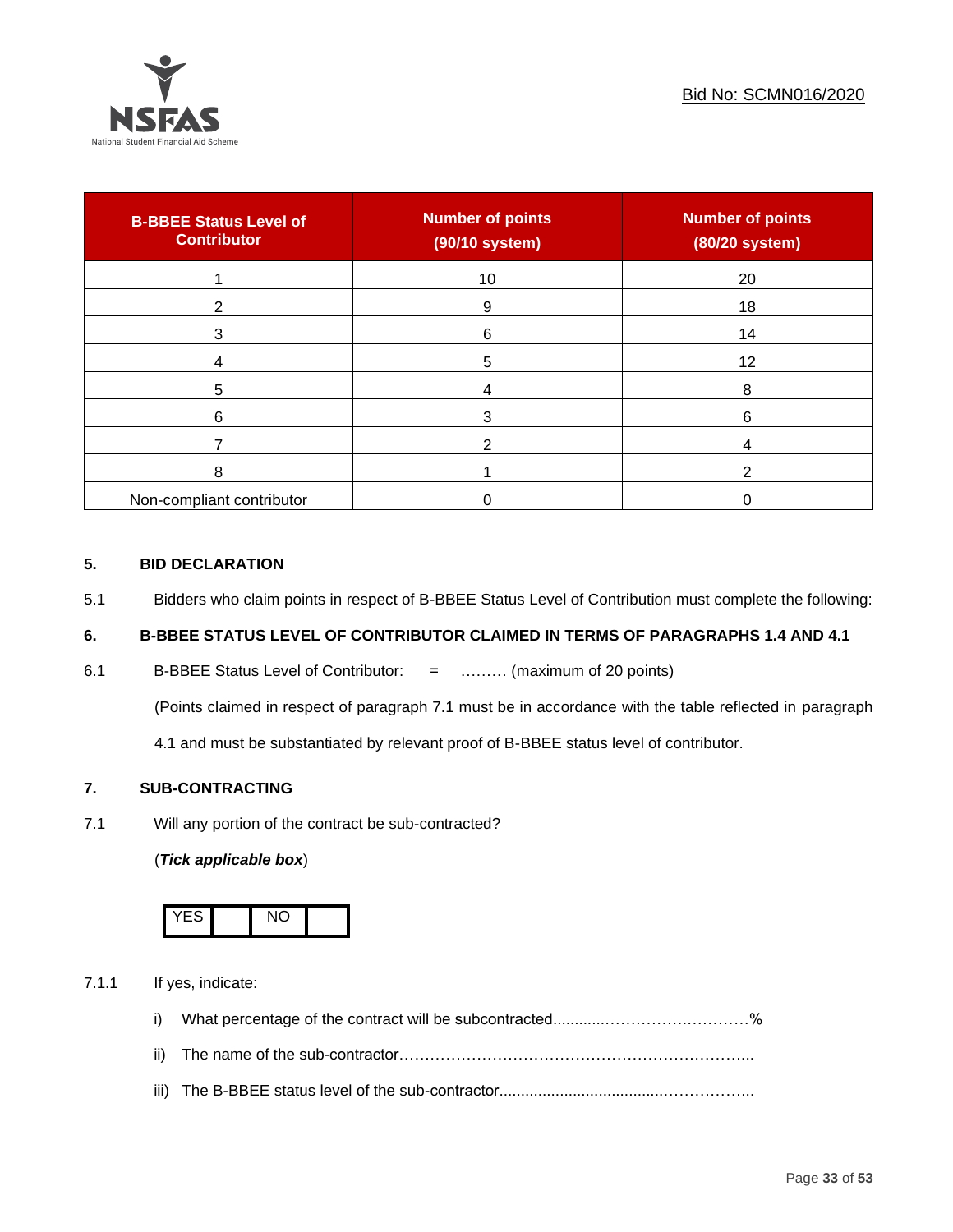| B-BBEE Status Level of Contributor | Number of points (90/10 system) | Number of points (80/20 system) |
|---|---|---|
| 1 | 10 | 20 |
| 2 | 9 | 18 |
| 3 | 6 | 14 |
| 4 | 5 | 12 |
| 5 | 4 | 8 |
| 6 | 3 | 6 |
| 7 | 2 | 4 |
| 8 | 1 | 2 |
| Non-compliant contributor | 0 | 0 |

## 5. BID DECLARATION

5.1 Bidders who claim points in respect of B-BBEE Status Level of Contribution must complete the following:

## 6. B-BBEE STATUS LEVEL OF CONTRIBUTOR CLAIMED IN TERMS OF PARAGRAPHS 1.4 AND 4.1

6.1 B-BBEE Status Level of Contributor: = ……… (maximum of 20 points)

(Points claimed in respect of paragraph 7.1 must be in accordance with the table reflected in paragraph 4.1 and must be substantiated by relevant proof of B-BBEE status level of contributor.

## 7. SUB-CONTRACTING

7.1 Will any portion of the contract be sub-contracted?

(***Tick applicable box***)

| YES | | NO | |
|---|---|---|---|

7.1.1 If yes, indicate:

i) What percentage of the contract will be subcontracted............…………….…………%

ii) The name of the sub-contractor…………………………………………………………..

iii) The B-BBEE status level of the sub-contractor......................................……………..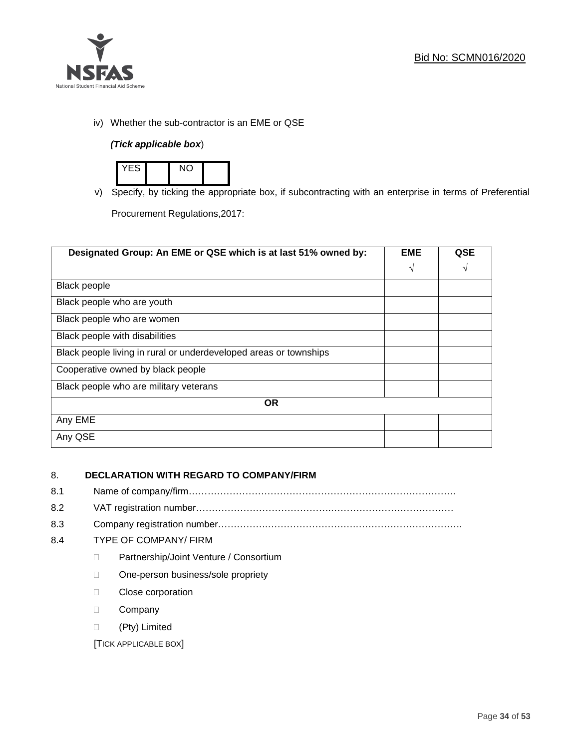iv) Whether the sub-contractor is an EME or QSE

*(Tick applicable box*)

| YES | | NO | |
|---|---|---|---|

v) Specify, by ticking the appropriate box, if subcontracting with an enterprise in terms of Preferential Procurement Regulations,2017:

| Designated Group: An EME or QSE which is at last 51% owned by: | EME √ | QSE √ |
|---|---|---|
| Black people | | |
| Black people who are youth | | |
| Black people who are women | | |
| Black people with disabilities | | |
| Black people living in rural or underdeveloped areas or townships | | |
| Cooperative owned by black people | | |
| Black people who are military veterans | | |
| **OR** | | |
| Any EME | | |
| Any QSE | | |

## 8. DECLARATION WITH REGARD TO COMPANY/FIRM

8.1 Name of company/firm……………………………………………………………………………

8.2 VAT registration number……………………………………………………………………………

8.3 Company registration number……………………………………………………………………………

8.4 TYPE OF COMPANY/ FIRM

- ☐ Partnership/Joint Venture / Consortium
- ☐ One-person business/sole propriety
- ☐ Close corporation
- ☐ Company
- ☐ (Pty) Limited

[TICK APPLICABLE BOX]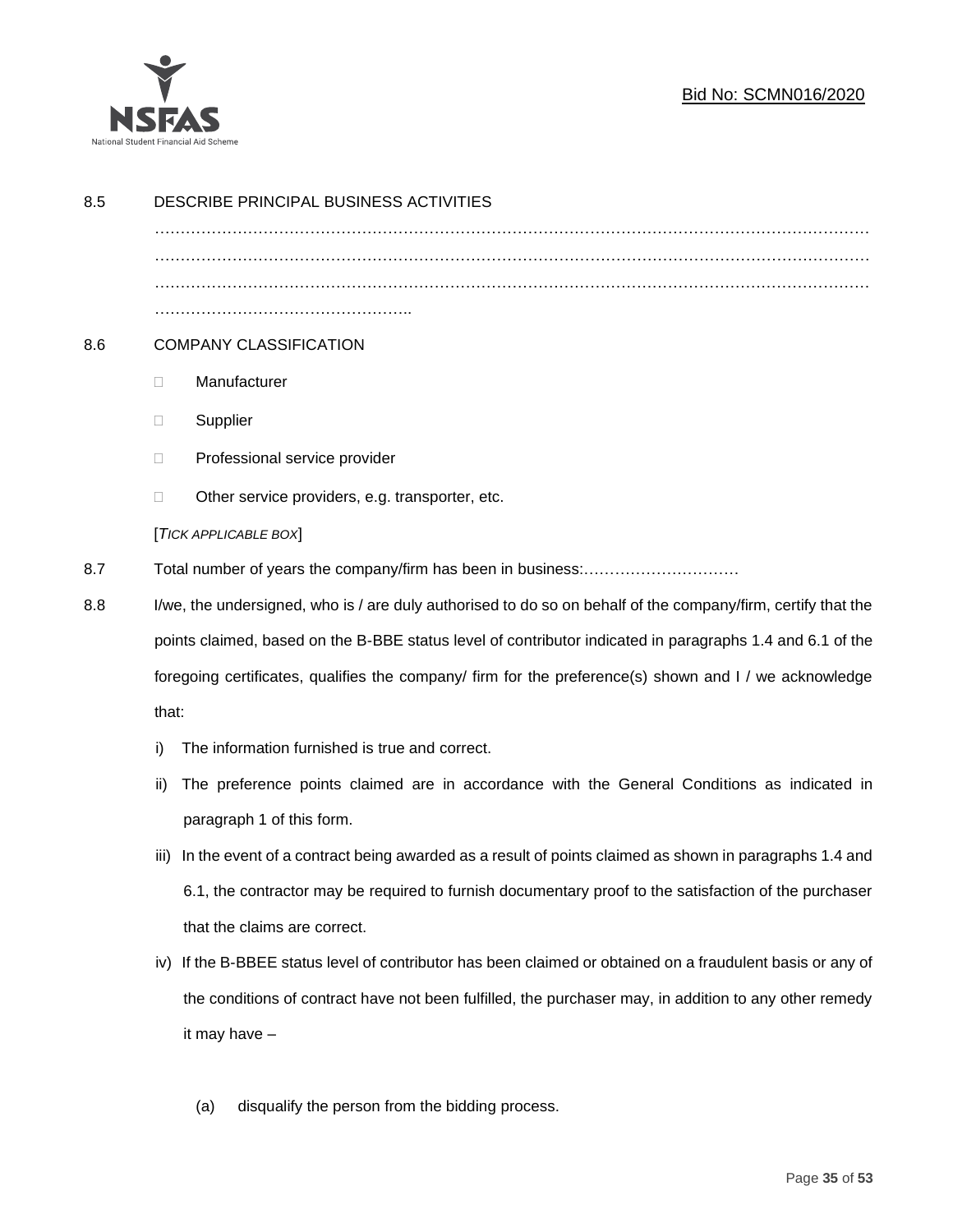8.5 DESCRIBE PRINCIPAL BUSINESS ACTIVITIES

………………………………………………………………………………………………………………………
………………………………………………………………………………………………………………………
………………………………………………………………………………………………………………………
…………………………………………..

8.6 COMPANY CLASSIFICATION

- ☐ Manufacturer
- ☐ Supplier
- ☐ Professional service provider
- ☐ Other service providers, e.g. transporter, etc.

[*TICK APPLICABLE BOX*]

8.7 Total number of years the company/firm has been in business:…………………………

8.8 I/we, the undersigned, who is / are duly authorised to do so on behalf of the company/firm, certify that the points claimed, based on the B-BBE status level of contributor indicated in paragraphs 1.4 and 6.1 of the foregoing certificates, qualifies the company/ firm for the preference(s) shown and I / we acknowledge that:

i) The information furnished is true and correct.

ii) The preference points claimed are in accordance with the General Conditions as indicated in paragraph 1 of this form.

iii) In the event of a contract being awarded as a result of points claimed as shown in paragraphs 1.4 and 6.1, the contractor may be required to furnish documentary proof to the satisfaction of the purchaser that the claims are correct.

iv) If the B-BBEE status level of contributor has been claimed or obtained on a fraudulent basis or any of the conditions of contract have not been fulfilled, the purchaser may, in addition to any other remedy it may have –

(a) disqualify the person from the bidding process.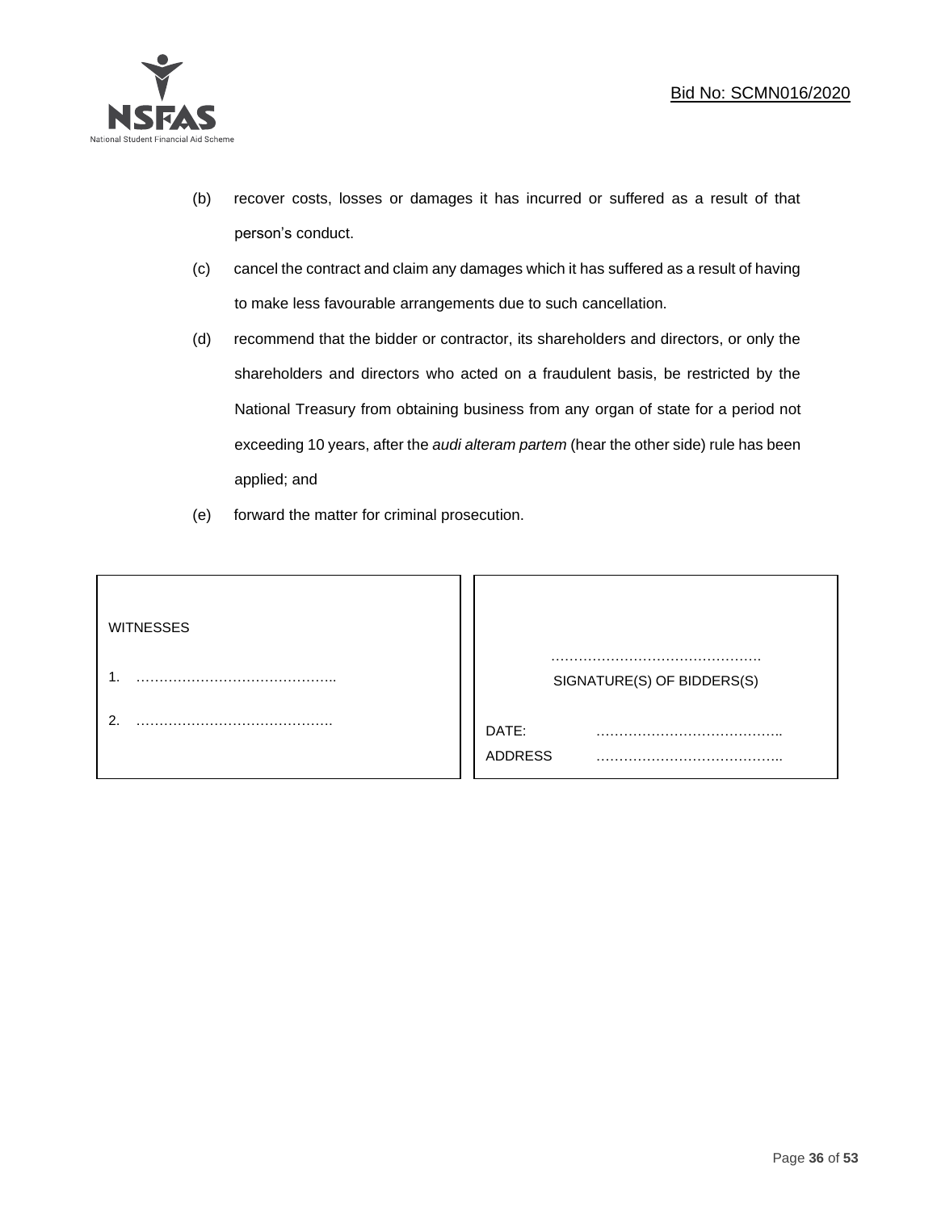(b) recover costs, losses or damages it has incurred or suffered as a result of that person's conduct.

(c) cancel the contract and claim any damages which it has suffered as a result of having to make less favourable arrangements due to such cancellation.

(d) recommend that the bidder or contractor, its shareholders and directors, or only the shareholders and directors who acted on a fraudulent basis, be restricted by the National Treasury from obtaining business from any organ of state for a period not exceeding 10 years, after the *audi alteram partem* (hear the other side) rule has been applied; and

(e) forward the matter for criminal prosecution.

| WITNESSES | |
|---|---|
| 1. …………………………………….. | ………………………………………. |
| | SIGNATURE(S) OF BIDDERS(S) |
| 2. ……………………………………. | DATE: ………………………………….. |
| | ADDRESS ………………………………….. |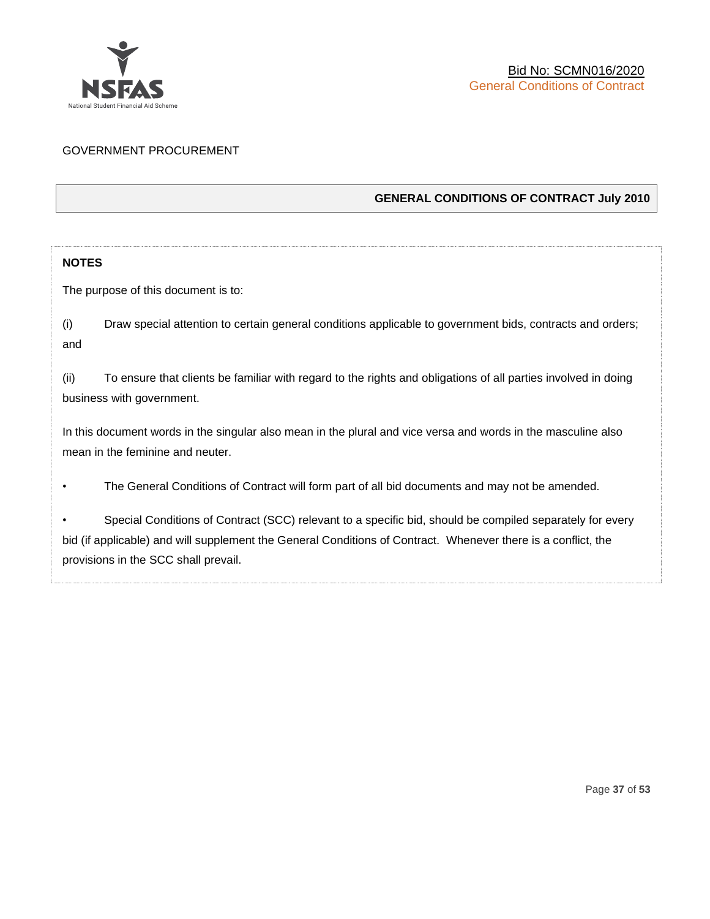GOVERNMENT PROCUREMENT

**GENERAL CONDITIONS OF CONTRACT July 2010**

**NOTES**

The purpose of this document is to:

(i) Draw special attention to certain general conditions applicable to government bids, contracts and orders; and

(ii) To ensure that clients be familiar with regard to the rights and obligations of all parties involved in doing business with government.

In this document words in the singular also mean in the plural and vice versa and words in the masculine also mean in the feminine and neuter.

- The General Conditions of Contract will form part of all bid documents and may not be amended.
- Special Conditions of Contract (SCC) relevant to a specific bid, should be compiled separately for every bid (if applicable) and will supplement the General Conditions of Contract. Whenever there is a conflict, the provisions in the SCC shall prevail.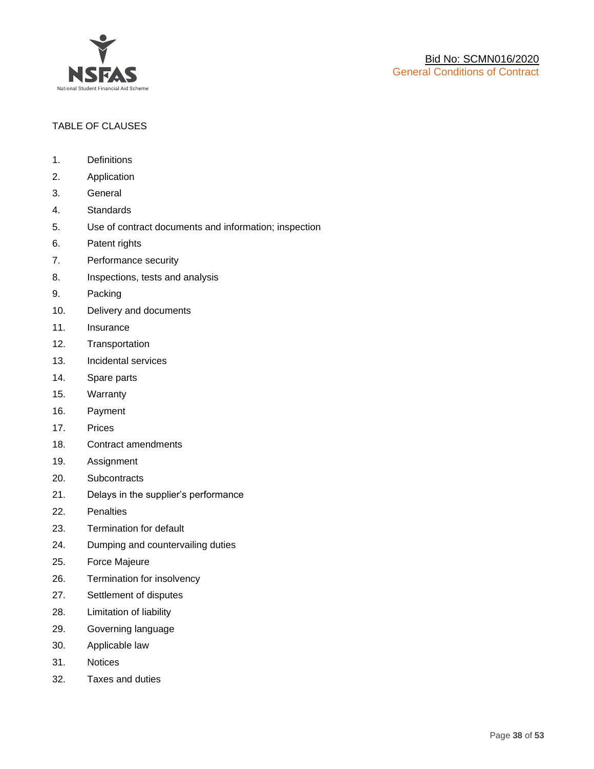TABLE OF CLAUSES

1. Definitions
2. Application
3. General
4. Standards
5. Use of contract documents and information; inspection
6. Patent rights
7. Performance security
8. Inspections, tests and analysis
9. Packing
10. Delivery and documents
11. Insurance
12. Transportation
13. Incidental services
14. Spare parts
15. Warranty
16. Payment
17. Prices
18. Contract amendments
19. Assignment
20. Subcontracts
21. Delays in the supplier's performance
22. Penalties
23. Termination for default
24. Dumping and countervailing duties
25. Force Majeure
26. Termination for insolvency
27. Settlement of disputes
28. Limitation of liability
29. Governing language
30. Applicable law
31. Notices
32. Taxes and duties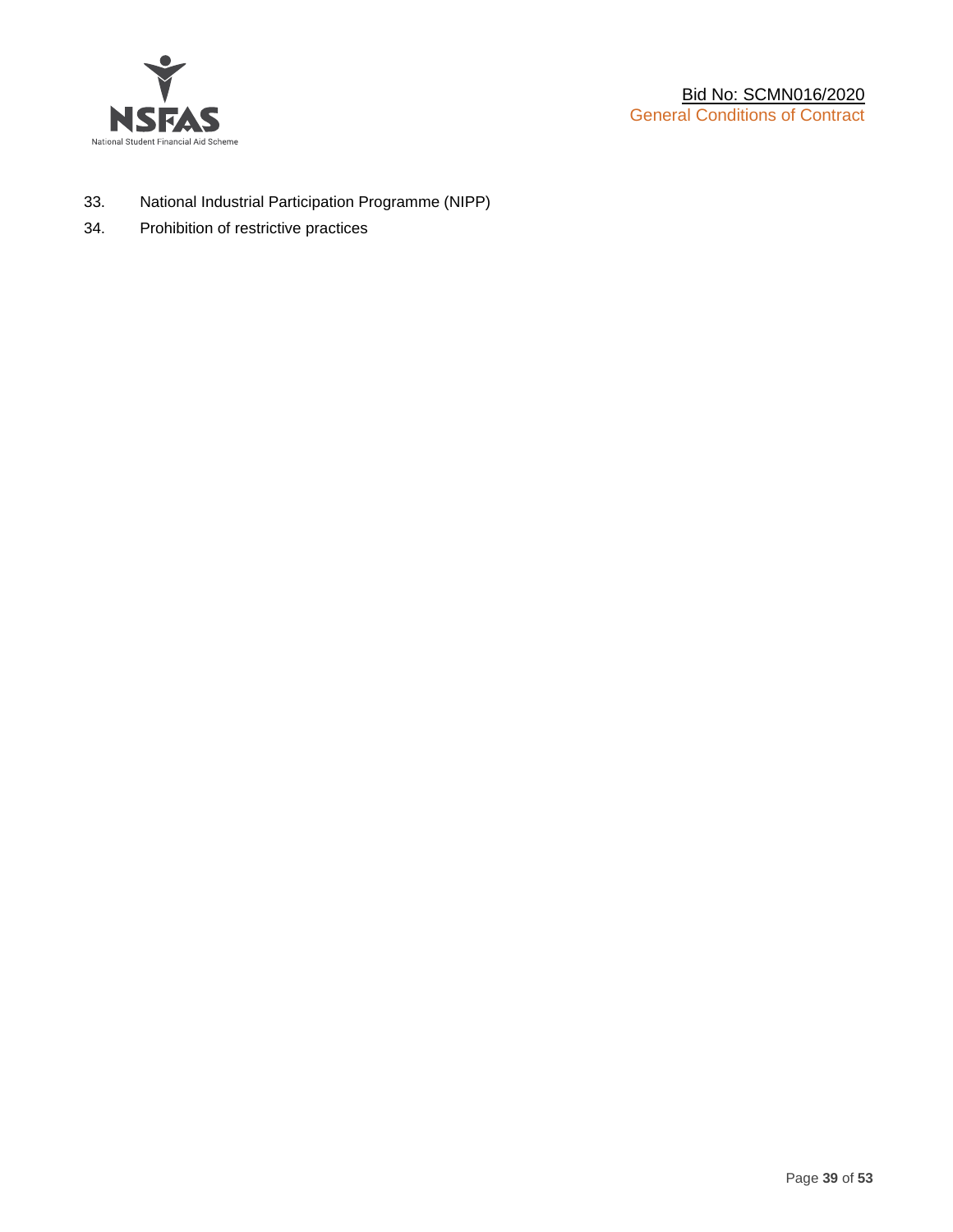33. National Industrial Participation Programme (NIPP)
34. Prohibition of restrictive practices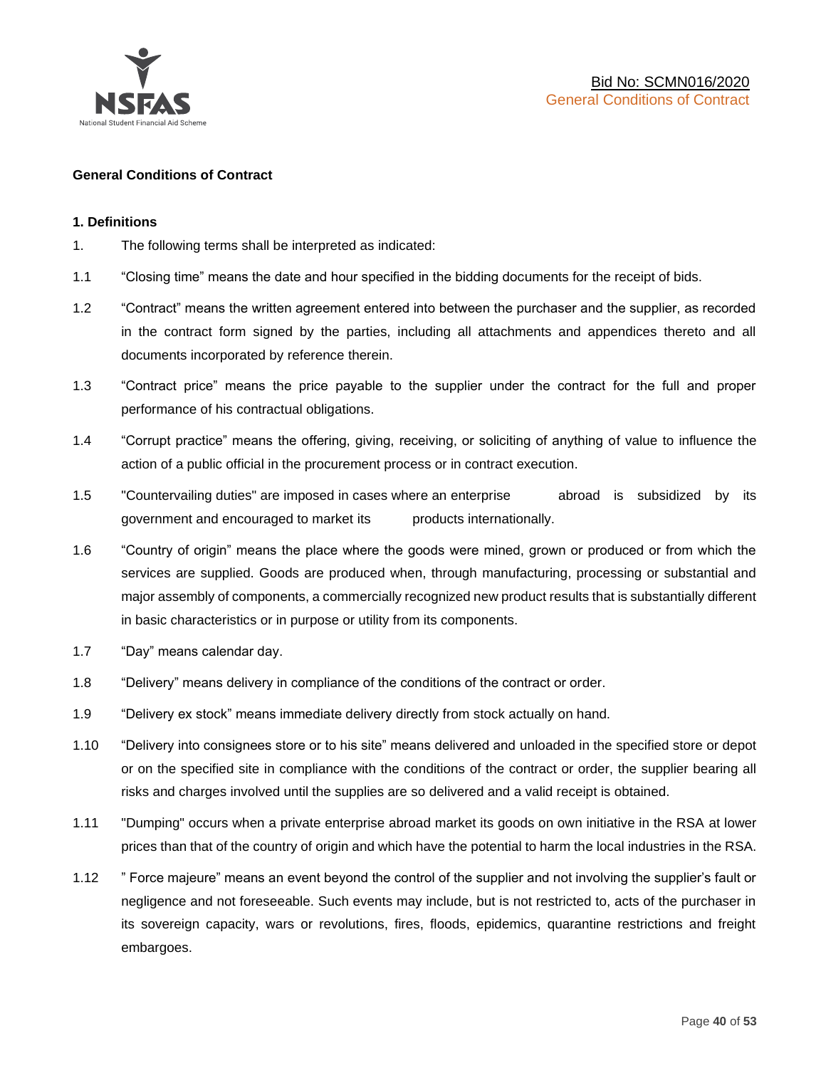**General Conditions of Contract**

**1. Definitions**

1. The following terms shall be interpreted as indicated:

1.1 "Closing time" means the date and hour specified in the bidding documents for the receipt of bids.

1.2 "Contract" means the written agreement entered into between the purchaser and the supplier, as recorded in the contract form signed by the parties, including all attachments and appendices thereto and all documents incorporated by reference therein.

1.3 "Contract price" means the price payable to the supplier under the contract for the full and proper performance of his contractual obligations.

1.4 "Corrupt practice" means the offering, giving, receiving, or soliciting of anything of value to influence the action of a public official in the procurement process or in contract execution.

1.5 "Countervailing duties" are imposed in cases where an enterprise abroad is subsidized by its government and encouraged to market its products internationally.

1.6 "Country of origin" means the place where the goods were mined, grown or produced or from which the services are supplied. Goods are produced when, through manufacturing, processing or substantial and major assembly of components, a commercially recognized new product results that is substantially different in basic characteristics or in purpose or utility from its components.

1.7 "Day" means calendar day.

1.8 "Delivery" means delivery in compliance of the conditions of the contract or order.

1.9 "Delivery ex stock" means immediate delivery directly from stock actually on hand.

1.10 "Delivery into consignees store or to his site" means delivered and unloaded in the specified store or depot or on the specified site in compliance with the conditions of the contract or order, the supplier bearing all risks and charges involved until the supplies are so delivered and a valid receipt is obtained.

1.11 "Dumping" occurs when a private enterprise abroad market its goods on own initiative in the RSA at lower prices than that of the country of origin and which have the potential to harm the local industries in the RSA.

1.12 " Force majeure" means an event beyond the control of the supplier and not involving the supplier's fault or negligence and not foreseeable. Such events may include, but is not restricted to, acts of the purchaser in its sovereign capacity, wars or revolutions, fires, floods, epidemics, quarantine restrictions and freight embargoes.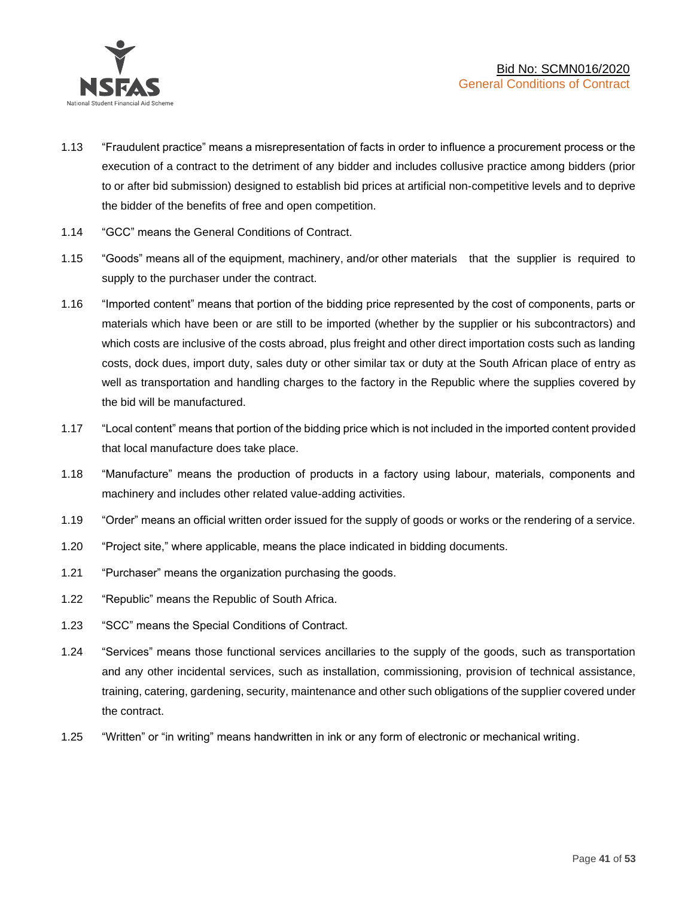1.13 "Fraudulent practice" means a misrepresentation of facts in order to influence a procurement process or the execution of a contract to the detriment of any bidder and includes collusive practice among bidders (prior to or after bid submission) designed to establish bid prices at artificial non-competitive levels and to deprive the bidder of the benefits of free and open competition.

1.14 "GCC" means the General Conditions of Contract.

1.15 "Goods" means all of the equipment, machinery, and/or other materials that the supplier is required to supply to the purchaser under the contract.

1.16 "Imported content" means that portion of the bidding price represented by the cost of components, parts or materials which have been or are still to be imported (whether by the supplier or his subcontractors) and which costs are inclusive of the costs abroad, plus freight and other direct importation costs such as landing costs, dock dues, import duty, sales duty or other similar tax or duty at the South African place of entry as well as transportation and handling charges to the factory in the Republic where the supplies covered by the bid will be manufactured.

1.17 "Local content" means that portion of the bidding price which is not included in the imported content provided that local manufacture does take place.

1.18 "Manufacture" means the production of products in a factory using labour, materials, components and machinery and includes other related value-adding activities.

1.19 "Order" means an official written order issued for the supply of goods or works or the rendering of a service.

1.20 "Project site," where applicable, means the place indicated in bidding documents.

1.21 "Purchaser" means the organization purchasing the goods.

1.22 "Republic" means the Republic of South Africa.

1.23 "SCC" means the Special Conditions of Contract.

1.24 "Services" means those functional services ancillaries to the supply of the goods, such as transportation and any other incidental services, such as installation, commissioning, provision of technical assistance, training, catering, gardening, security, maintenance and other such obligations of the supplier covered under the contract.

1.25 "Written" or "in writing" means handwritten in ink or any form of electronic or mechanical writing.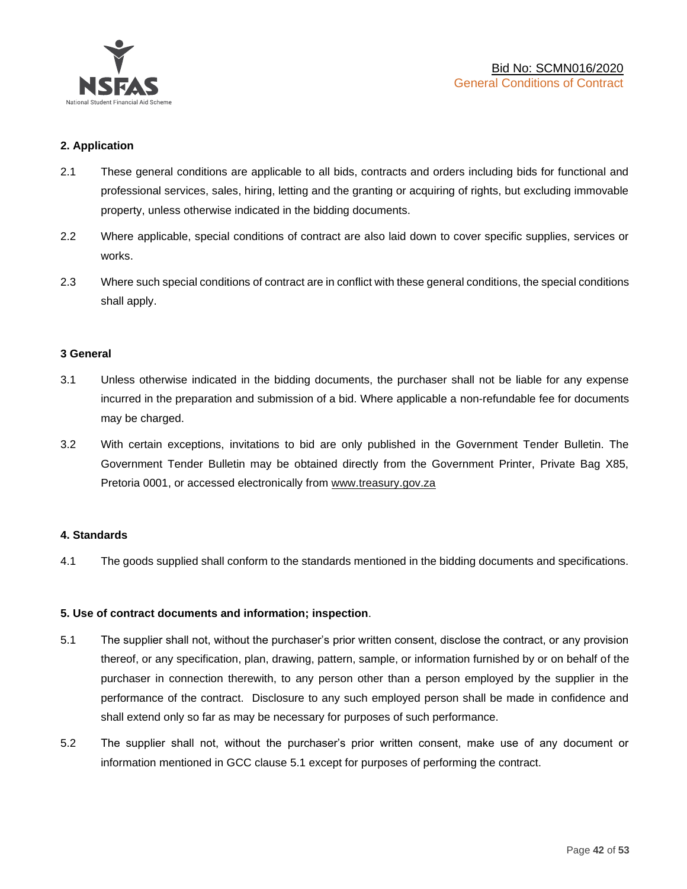### 2. Application

2.1 These general conditions are applicable to all bids, contracts and orders including bids for functional and professional services, sales, hiring, letting and the granting or acquiring of rights, but excluding immovable property, unless otherwise indicated in the bidding documents.

2.2 Where applicable, special conditions of contract are also laid down to cover specific supplies, services or works.

2.3 Where such special conditions of contract are in conflict with these general conditions, the special conditions shall apply.

### 3 General

3.1 Unless otherwise indicated in the bidding documents, the purchaser shall not be liable for any expense incurred in the preparation and submission of a bid. Where applicable a non-refundable fee for documents may be charged.

3.2 With certain exceptions, invitations to bid are only published in the Government Tender Bulletin. The Government Tender Bulletin may be obtained directly from the Government Printer, Private Bag X85, Pretoria 0001, or accessed electronically from www.treasury.gov.za

### 4. Standards

4.1 The goods supplied shall conform to the standards mentioned in the bidding documents and specifications.

### 5. Use of contract documents and information; inspection.

5.1 The supplier shall not, without the purchaser's prior written consent, disclose the contract, or any provision thereof, or any specification, plan, drawing, pattern, sample, or information furnished by or on behalf of the purchaser in connection therewith, to any person other than a person employed by the supplier in the performance of the contract. Disclosure to any such employed person shall be made in confidence and shall extend only so far as may be necessary for purposes of such performance.

5.2 The supplier shall not, without the purchaser's prior written consent, make use of any document or information mentioned in GCC clause 5.1 except for purposes of performing the contract.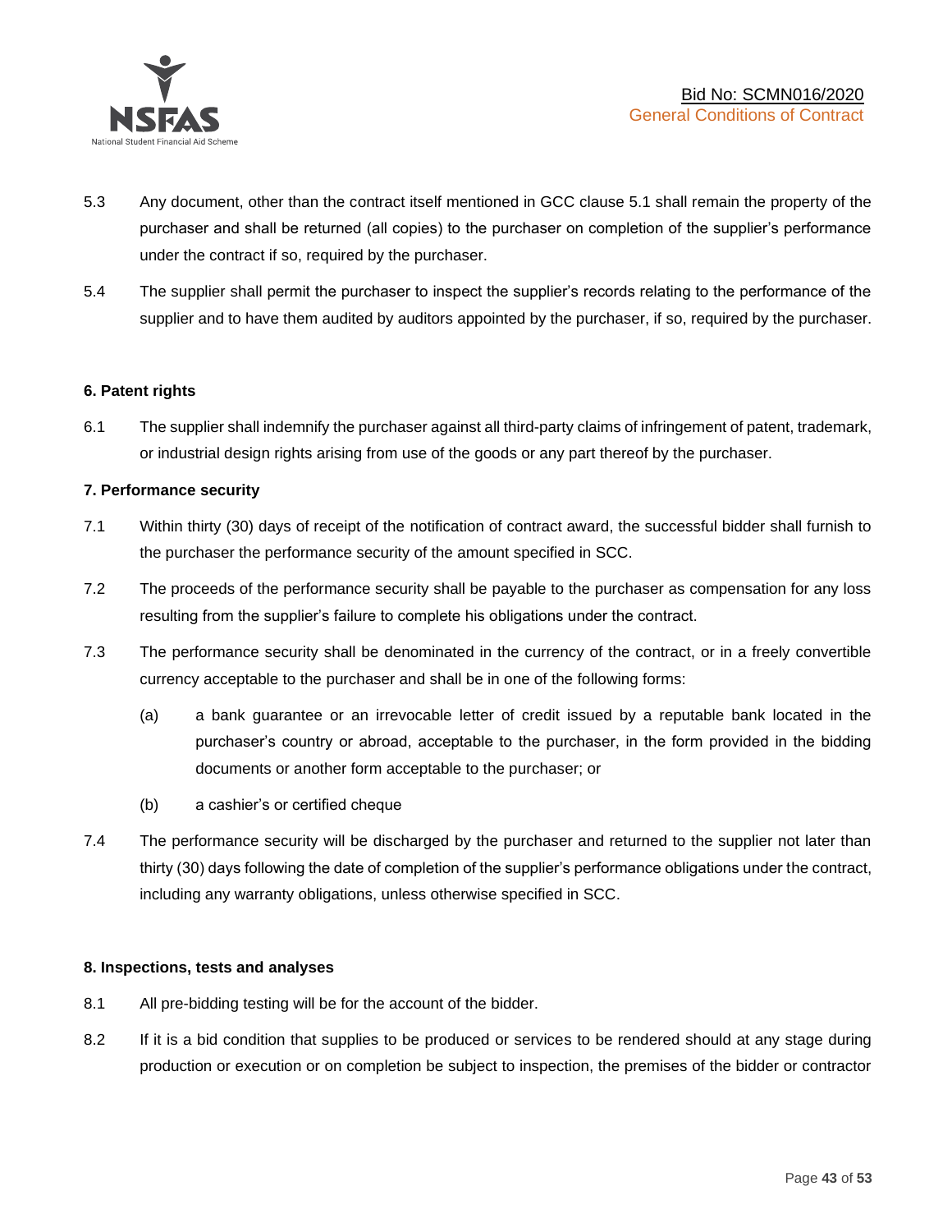5.3 Any document, other than the contract itself mentioned in GCC clause 5.1 shall remain the property of the purchaser and shall be returned (all copies) to the purchaser on completion of the supplier's performance under the contract if so, required by the purchaser.

5.4 The supplier shall permit the purchaser to inspect the supplier's records relating to the performance of the supplier and to have them audited by auditors appointed by the purchaser, if so, required by the purchaser.

**6. Patent rights**

6.1 The supplier shall indemnify the purchaser against all third-party claims of infringement of patent, trademark, or industrial design rights arising from use of the goods or any part thereof by the purchaser.

**7. Performance security**

7.1 Within thirty (30) days of receipt of the notification of contract award, the successful bidder shall furnish to the purchaser the performance security of the amount specified in SCC.

7.2 The proceeds of the performance security shall be payable to the purchaser as compensation for any loss resulting from the supplier's failure to complete his obligations under the contract.

7.3 The performance security shall be denominated in the currency of the contract, or in a freely convertible currency acceptable to the purchaser and shall be in one of the following forms:

(a) a bank guarantee or an irrevocable letter of credit issued by a reputable bank located in the purchaser's country or abroad, acceptable to the purchaser, in the form provided in the bidding documents or another form acceptable to the purchaser; or

(b) a cashier's or certified cheque

7.4 The performance security will be discharged by the purchaser and returned to the supplier not later than thirty (30) days following the date of completion of the supplier's performance obligations under the contract, including any warranty obligations, unless otherwise specified in SCC.

**8. Inspections, tests and analyses**

8.1 All pre-bidding testing will be for the account of the bidder.

8.2 If it is a bid condition that supplies to be produced or services to be rendered should at any stage during production or execution or on completion be subject to inspection, the premises of the bidder or contractor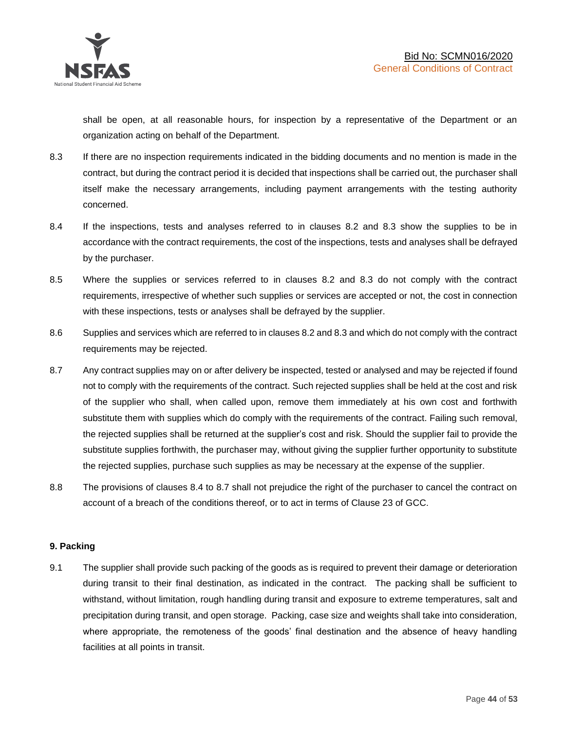shall be open, at all reasonable hours, for inspection by a representative of the Department or an organization acting on behalf of the Department.

8.3 If there are no inspection requirements indicated in the bidding documents and no mention is made in the contract, but during the contract period it is decided that inspections shall be carried out, the purchaser shall itself make the necessary arrangements, including payment arrangements with the testing authority concerned.

8.4 If the inspections, tests and analyses referred to in clauses 8.2 and 8.3 show the supplies to be in accordance with the contract requirements, the cost of the inspections, tests and analyses shall be defrayed by the purchaser.

8.5 Where the supplies or services referred to in clauses 8.2 and 8.3 do not comply with the contract requirements, irrespective of whether such supplies or services are accepted or not, the cost in connection with these inspections, tests or analyses shall be defrayed by the supplier.

8.6 Supplies and services which are referred to in clauses 8.2 and 8.3 and which do not comply with the contract requirements may be rejected.

8.7 Any contract supplies may on or after delivery be inspected, tested or analysed and may be rejected if found not to comply with the requirements of the contract. Such rejected supplies shall be held at the cost and risk of the supplier who shall, when called upon, remove them immediately at his own cost and forthwith substitute them with supplies which do comply with the requirements of the contract. Failing such removal, the rejected supplies shall be returned at the supplier's cost and risk. Should the supplier fail to provide the substitute supplies forthwith, the purchaser may, without giving the supplier further opportunity to substitute the rejected supplies, purchase such supplies as may be necessary at the expense of the supplier.

8.8 The provisions of clauses 8.4 to 8.7 shall not prejudice the right of the purchaser to cancel the contract on account of a breach of the conditions thereof, or to act in terms of Clause 23 of GCC.

**9. Packing**

9.1 The supplier shall provide such packing of the goods as is required to prevent their damage or deterioration during transit to their final destination, as indicated in the contract. The packing shall be sufficient to withstand, without limitation, rough handling during transit and exposure to extreme temperatures, salt and precipitation during transit, and open storage. Packing, case size and weights shall take into consideration, where appropriate, the remoteness of the goods' final destination and the absence of heavy handling facilities at all points in transit.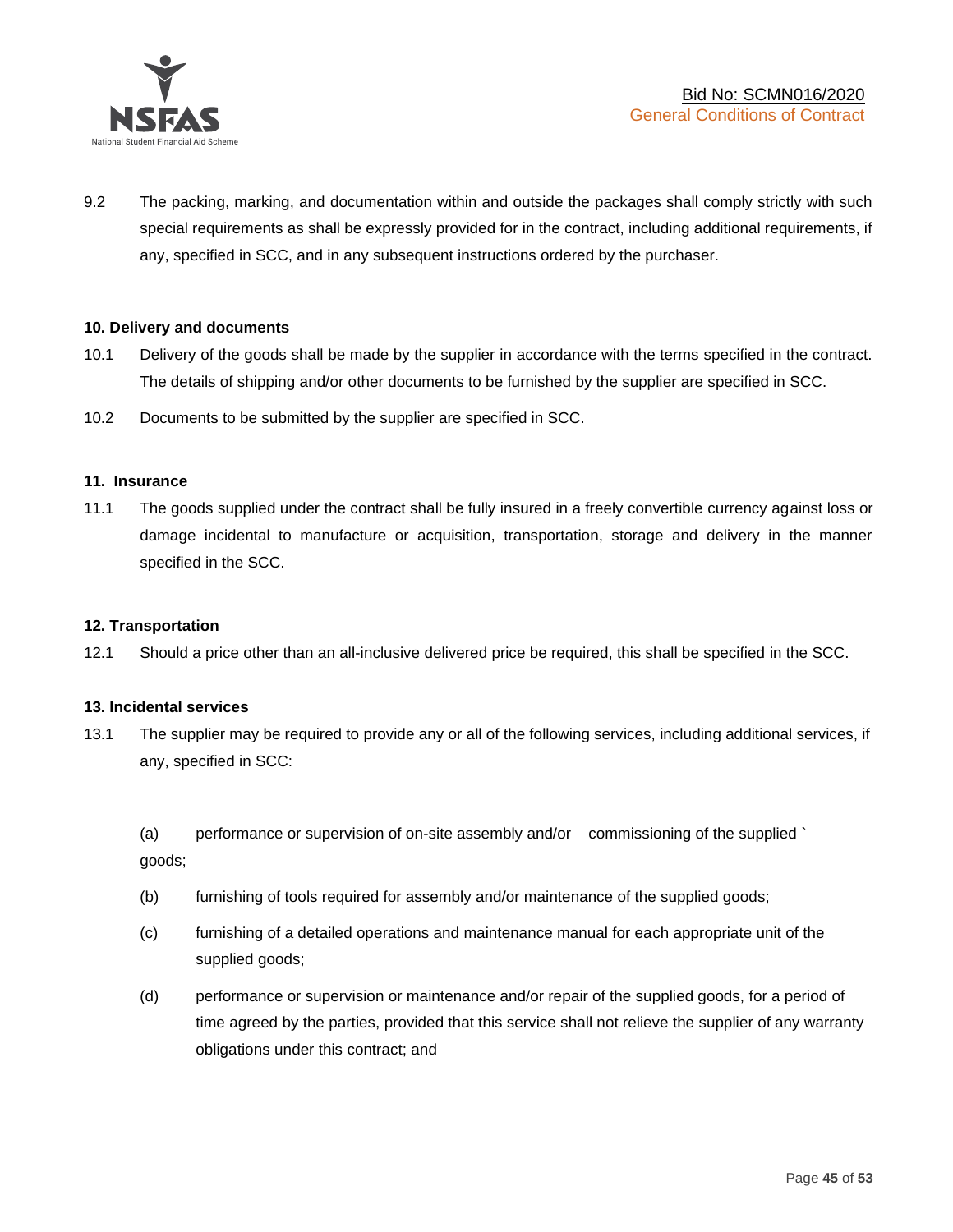9.2 The packing, marking, and documentation within and outside the packages shall comply strictly with such special requirements as shall be expressly provided for in the contract, including additional requirements, if any, specified in SCC, and in any subsequent instructions ordered by the purchaser.

**10. Delivery and documents**

10.1 Delivery of the goods shall be made by the supplier in accordance with the terms specified in the contract. The details of shipping and/or other documents to be furnished by the supplier are specified in SCC.

10.2 Documents to be submitted by the supplier are specified in SCC.

**11. Insurance**

11.1 The goods supplied under the contract shall be fully insured in a freely convertible currency against loss or damage incidental to manufacture or acquisition, transportation, storage and delivery in the manner specified in the SCC.

**12. Transportation**

12.1 Should a price other than an all-inclusive delivered price be required, this shall be specified in the SCC.

**13. Incidental services**

13.1 The supplier may be required to provide any or all of the following services, including additional services, if any, specified in SCC:

(a) performance or supervision of on-site assembly and/or commissioning of the supplied ` goods;

(b) furnishing of tools required for assembly and/or maintenance of the supplied goods;

(c) furnishing of a detailed operations and maintenance manual for each appropriate unit of the supplied goods;

(d) performance or supervision or maintenance and/or repair of the supplied goods, for a period of time agreed by the parties, provided that this service shall not relieve the supplier of any warranty obligations under this contract; and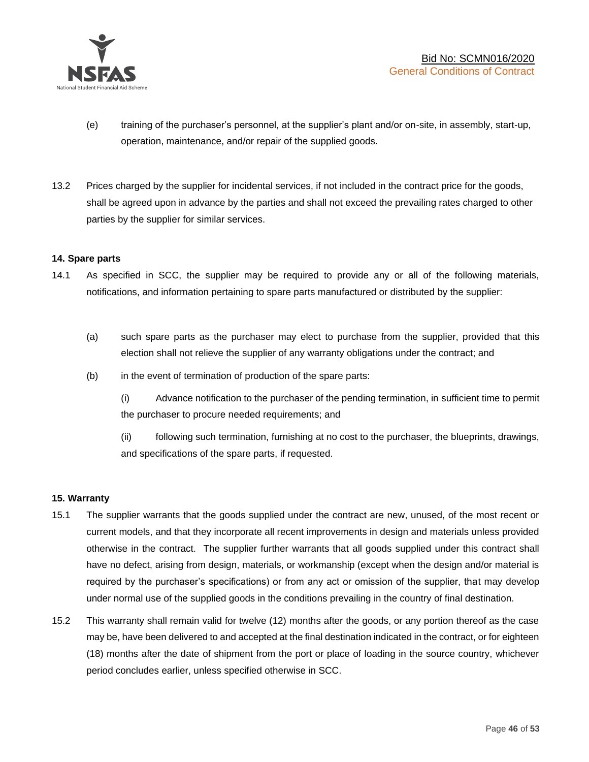(e) training of the purchaser's personnel, at the supplier's plant and/or on-site, in assembly, start-up, operation, maintenance, and/or repair of the supplied goods.

13.2 Prices charged by the supplier for incidental services, if not included in the contract price for the goods, shall be agreed upon in advance by the parties and shall not exceed the prevailing rates charged to other parties by the supplier for similar services.

**14. Spare parts**

14.1 As specified in SCC, the supplier may be required to provide any or all of the following materials, notifications, and information pertaining to spare parts manufactured or distributed by the supplier:

(a) such spare parts as the purchaser may elect to purchase from the supplier, provided that this election shall not relieve the supplier of any warranty obligations under the contract; and

(b) in the event of termination of production of the spare parts:

(i) Advance notification to the purchaser of the pending termination, in sufficient time to permit the purchaser to procure needed requirements; and

(ii) following such termination, furnishing at no cost to the purchaser, the blueprints, drawings, and specifications of the spare parts, if requested.

**15. Warranty**

15.1 The supplier warrants that the goods supplied under the contract are new, unused, of the most recent or current models, and that they incorporate all recent improvements in design and materials unless provided otherwise in the contract. The supplier further warrants that all goods supplied under this contract shall have no defect, arising from design, materials, or workmanship (except when the design and/or material is required by the purchaser's specifications) or from any act or omission of the supplier, that may develop under normal use of the supplied goods in the conditions prevailing in the country of final destination.

15.2 This warranty shall remain valid for twelve (12) months after the goods, or any portion thereof as the case may be, have been delivered to and accepted at the final destination indicated in the contract, or for eighteen (18) months after the date of shipment from the port or place of loading in the source country, whichever period concludes earlier, unless specified otherwise in SCC.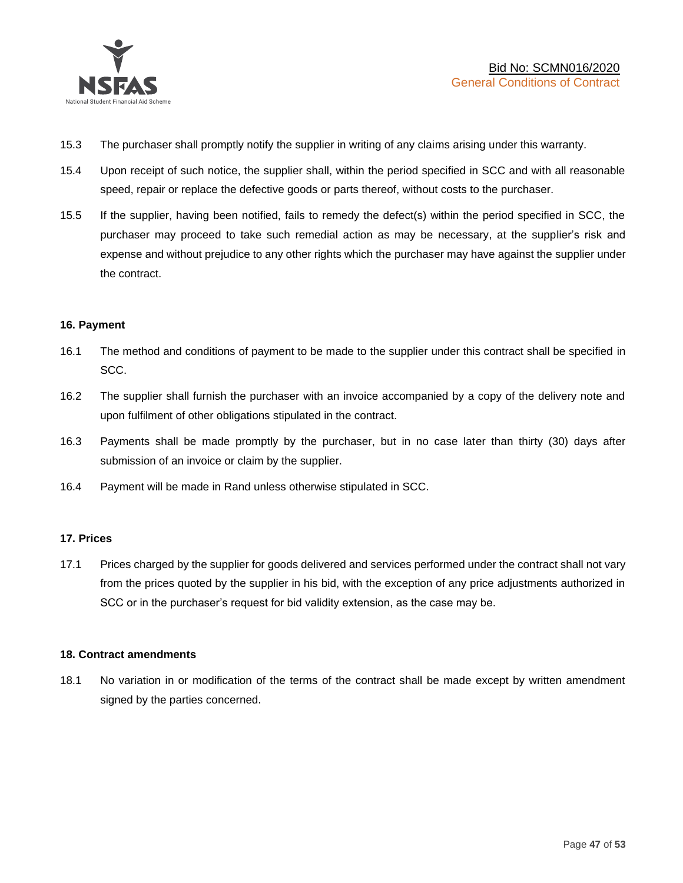15.3 The purchaser shall promptly notify the supplier in writing of any claims arising under this warranty.

15.4 Upon receipt of such notice, the supplier shall, within the period specified in SCC and with all reasonable speed, repair or replace the defective goods or parts thereof, without costs to the purchaser.

15.5 If the supplier, having been notified, fails to remedy the defect(s) within the period specified in SCC, the purchaser may proceed to take such remedial action as may be necessary, at the supplier's risk and expense and without prejudice to any other rights which the purchaser may have against the supplier under the contract.

**16. Payment**

16.1 The method and conditions of payment to be made to the supplier under this contract shall be specified in SCC.

16.2 The supplier shall furnish the purchaser with an invoice accompanied by a copy of the delivery note and upon fulfilment of other obligations stipulated in the contract.

16.3 Payments shall be made promptly by the purchaser, but in no case later than thirty (30) days after submission of an invoice or claim by the supplier.

16.4 Payment will be made in Rand unless otherwise stipulated in SCC.

**17. Prices**

17.1 Prices charged by the supplier for goods delivered and services performed under the contract shall not vary from the prices quoted by the supplier in his bid, with the exception of any price adjustments authorized in SCC or in the purchaser's request for bid validity extension, as the case may be.

**18. Contract amendments**

18.1 No variation in or modification of the terms of the contract shall be made except by written amendment signed by the parties concerned.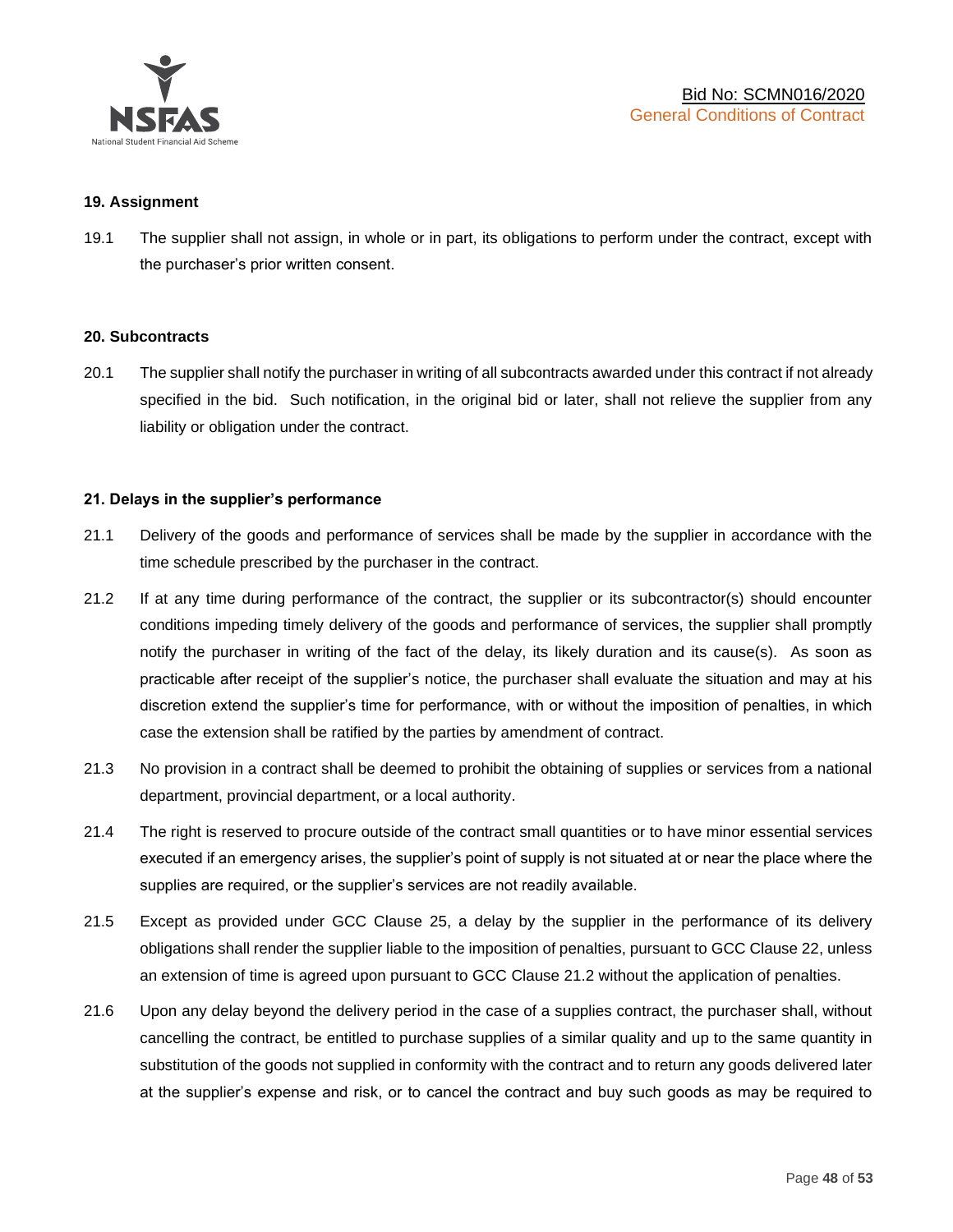## 19. Assignment

19.1 The supplier shall not assign, in whole or in part, its obligations to perform under the contract, except with the purchaser's prior written consent.

## 20. Subcontracts

20.1 The supplier shall notify the purchaser in writing of all subcontracts awarded under this contract if not already specified in the bid. Such notification, in the original bid or later, shall not relieve the supplier from any liability or obligation under the contract.

## 21. Delays in the supplier's performance

21.1 Delivery of the goods and performance of services shall be made by the supplier in accordance with the time schedule prescribed by the purchaser in the contract.

21.2 If at any time during performance of the contract, the supplier or its subcontractor(s) should encounter conditions impeding timely delivery of the goods and performance of services, the supplier shall promptly notify the purchaser in writing of the fact of the delay, its likely duration and its cause(s). As soon as practicable after receipt of the supplier's notice, the purchaser shall evaluate the situation and may at his discretion extend the supplier's time for performance, with or without the imposition of penalties, in which case the extension shall be ratified by the parties by amendment of contract.

21.3 No provision in a contract shall be deemed to prohibit the obtaining of supplies or services from a national department, provincial department, or a local authority.

21.4 The right is reserved to procure outside of the contract small quantities or to have minor essential services executed if an emergency arises, the supplier's point of supply is not situated at or near the place where the supplies are required, or the supplier's services are not readily available.

21.5 Except as provided under GCC Clause 25, a delay by the supplier in the performance of its delivery obligations shall render the supplier liable to the imposition of penalties, pursuant to GCC Clause 22, unless an extension of time is agreed upon pursuant to GCC Clause 21.2 without the application of penalties.

21.6 Upon any delay beyond the delivery period in the case of a supplies contract, the purchaser shall, without cancelling the contract, be entitled to purchase supplies of a similar quality and up to the same quantity in substitution of the goods not supplied in conformity with the contract and to return any goods delivered later at the supplier's expense and risk, or to cancel the contract and buy such goods as may be required to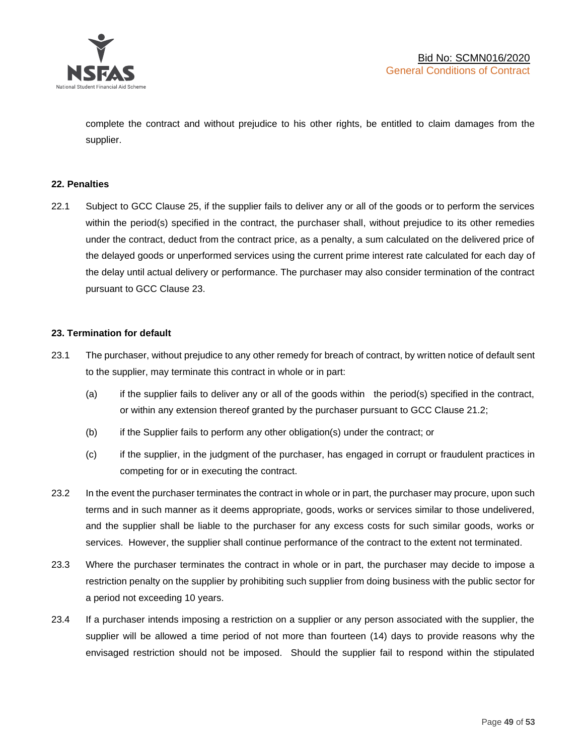complete the contract and without prejudice to his other rights, be entitled to claim damages from the supplier.

**22. Penalties**

22.1 Subject to GCC Clause 25, if the supplier fails to deliver any or all of the goods or to perform the services within the period(s) specified in the contract, the purchaser shall, without prejudice to its other remedies under the contract, deduct from the contract price, as a penalty, a sum calculated on the delivered price of the delayed goods or unperformed services using the current prime interest rate calculated for each day of the delay until actual delivery or performance. The purchaser may also consider termination of the contract pursuant to GCC Clause 23.

**23. Termination for default**

23.1 The purchaser, without prejudice to any other remedy for breach of contract, by written notice of default sent to the supplier, may terminate this contract in whole or in part:

(a) if the supplier fails to deliver any or all of the goods within the period(s) specified in the contract, or within any extension thereof granted by the purchaser pursuant to GCC Clause 21.2;

(b) if the Supplier fails to perform any other obligation(s) under the contract; or

(c) if the supplier, in the judgment of the purchaser, has engaged in corrupt or fraudulent practices in competing for or in executing the contract.

23.2 In the event the purchaser terminates the contract in whole or in part, the purchaser may procure, upon such terms and in such manner as it deems appropriate, goods, works or services similar to those undelivered, and the supplier shall be liable to the purchaser for any excess costs for such similar goods, works or services. However, the supplier shall continue performance of the contract to the extent not terminated.

23.3 Where the purchaser terminates the contract in whole or in part, the purchaser may decide to impose a restriction penalty on the supplier by prohibiting such supplier from doing business with the public sector for a period not exceeding 10 years.

23.4 If a purchaser intends imposing a restriction on a supplier or any person associated with the supplier, the supplier will be allowed a time period of not more than fourteen (14) days to provide reasons why the envisaged restriction should not be imposed. Should the supplier fail to respond within the stipulated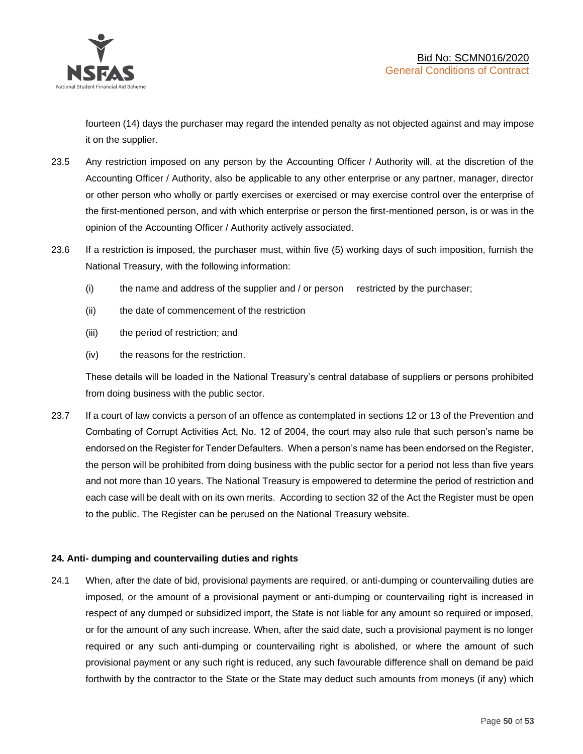fourteen (14) days the purchaser may regard the intended penalty as not objected against and may impose it on the supplier.

23.5 Any restriction imposed on any person by the Accounting Officer / Authority will, at the discretion of the Accounting Officer / Authority, also be applicable to any other enterprise or any partner, manager, director or other person who wholly or partly exercises or exercised or may exercise control over the enterprise of the first-mentioned person, and with which enterprise or person the first-mentioned person, is or was in the opinion of the Accounting Officer / Authority actively associated.

23.6 If a restriction is imposed, the purchaser must, within five (5) working days of such imposition, furnish the National Treasury, with the following information:

(i) the name and address of the supplier and / or person restricted by the purchaser;

(ii) the date of commencement of the restriction

(iii) the period of restriction; and

(iv) the reasons for the restriction.

These details will be loaded in the National Treasury's central database of suppliers or persons prohibited from doing business with the public sector.

23.7 If a court of law convicts a person of an offence as contemplated in sections 12 or 13 of the Prevention and Combating of Corrupt Activities Act, No. 12 of 2004, the court may also rule that such person's name be endorsed on the Register for Tender Defaulters. When a person's name has been endorsed on the Register, the person will be prohibited from doing business with the public sector for a period not less than five years and not more than 10 years. The National Treasury is empowered to determine the period of restriction and each case will be dealt with on its own merits. According to section 32 of the Act the Register must be open to the public. The Register can be perused on the National Treasury website.

**24. Anti- dumping and countervailing duties and rights**

24.1 When, after the date of bid, provisional payments are required, or anti-dumping or countervailing duties are imposed, or the amount of a provisional payment or anti-dumping or countervailing right is increased in respect of any dumped or subsidized import, the State is not liable for any amount so required or imposed, or for the amount of any such increase. When, after the said date, such a provisional payment is no longer required or any such anti-dumping or countervailing right is abolished, or where the amount of such provisional payment or any such right is reduced, any such favourable difference shall on demand be paid forthwith by the contractor to the State or the State may deduct such amounts from moneys (if any) which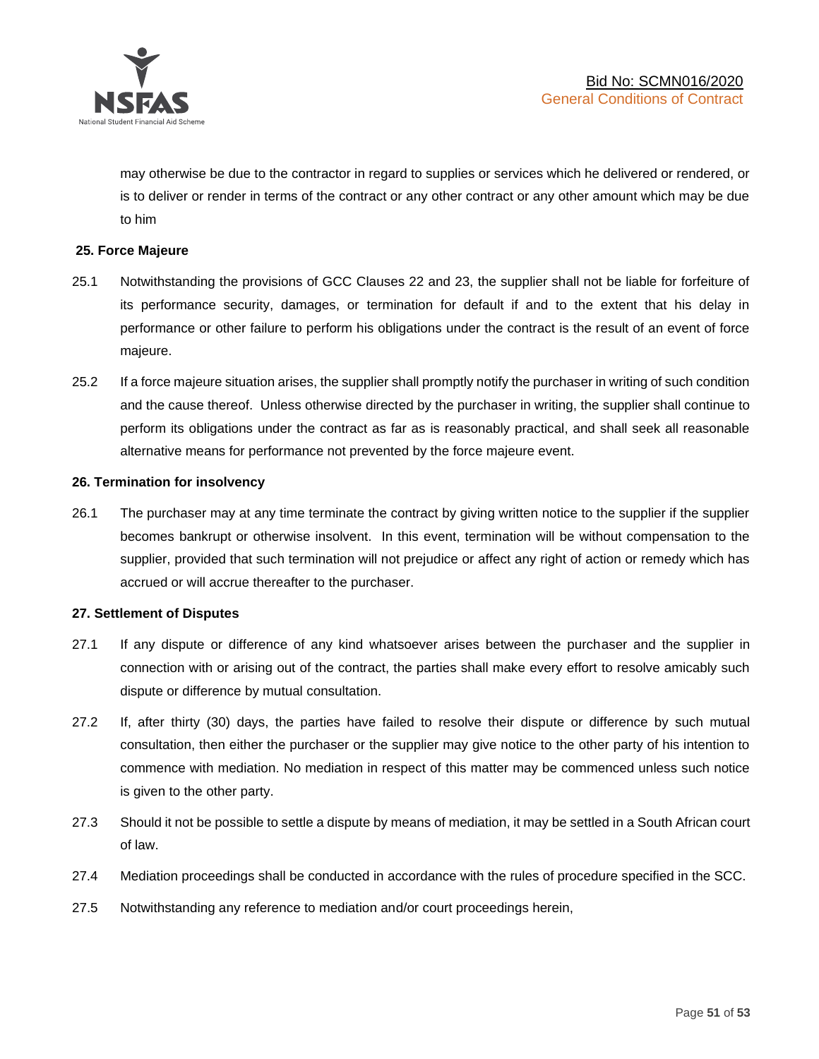may otherwise be due to the contractor in regard to supplies or services which he delivered or rendered, or is to deliver or render in terms of the contract or any other contract or any other amount which may be due to him

**25. Force Majeure**

25.1 Notwithstanding the provisions of GCC Clauses 22 and 23, the supplier shall not be liable for forfeiture of its performance security, damages, or termination for default if and to the extent that his delay in performance or other failure to perform his obligations under the contract is the result of an event of force majeure.

25.2 If a force majeure situation arises, the supplier shall promptly notify the purchaser in writing of such condition and the cause thereof. Unless otherwise directed by the purchaser in writing, the supplier shall continue to perform its obligations under the contract as far as is reasonably practical, and shall seek all reasonable alternative means for performance not prevented by the force majeure event.

**26. Termination for insolvency**

26.1 The purchaser may at any time terminate the contract by giving written notice to the supplier if the supplier becomes bankrupt or otherwise insolvent. In this event, termination will be without compensation to the supplier, provided that such termination will not prejudice or affect any right of action or remedy which has accrued or will accrue thereafter to the purchaser.

**27. Settlement of Disputes**

27.1 If any dispute or difference of any kind whatsoever arises between the purchaser and the supplier in connection with or arising out of the contract, the parties shall make every effort to resolve amicably such dispute or difference by mutual consultation.

27.2 If, after thirty (30) days, the parties have failed to resolve their dispute or difference by such mutual consultation, then either the purchaser or the supplier may give notice to the other party of his intention to commence with mediation. No mediation in respect of this matter may be commenced unless such notice is given to the other party.

27.3 Should it not be possible to settle a dispute by means of mediation, it may be settled in a South African court of law.

27.4 Mediation proceedings shall be conducted in accordance with the rules of procedure specified in the SCC.

27.5 Notwithstanding any reference to mediation and/or court proceedings herein,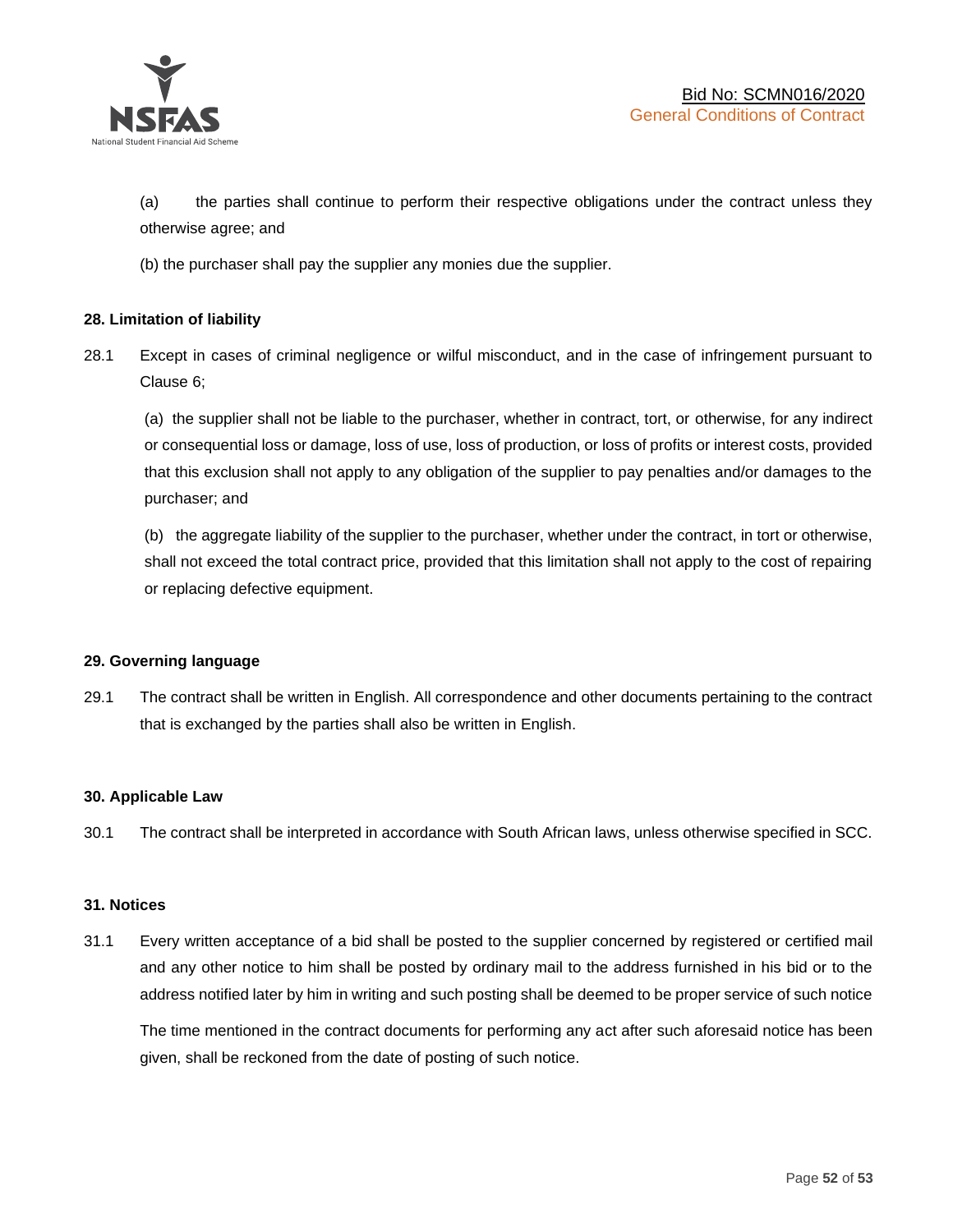(a) the parties shall continue to perform their respective obligations under the contract unless they otherwise agree; and

(b) the purchaser shall pay the supplier any monies due the supplier.

**28. Limitation of liability**

28.1 Except in cases of criminal negligence or wilful misconduct, and in the case of infringement pursuant to Clause 6;

(a) the supplier shall not be liable to the purchaser, whether in contract, tort, or otherwise, for any indirect or consequential loss or damage, loss of use, loss of production, or loss of profits or interest costs, provided that this exclusion shall not apply to any obligation of the supplier to pay penalties and/or damages to the purchaser; and

(b) the aggregate liability of the supplier to the purchaser, whether under the contract, in tort or otherwise, shall not exceed the total contract price, provided that this limitation shall not apply to the cost of repairing or replacing defective equipment.

**29. Governing language**

29.1 The contract shall be written in English. All correspondence and other documents pertaining to the contract that is exchanged by the parties shall also be written in English.

**30. Applicable Law**

30.1 The contract shall be interpreted in accordance with South African laws, unless otherwise specified in SCC.

**31. Notices**

31.1 Every written acceptance of a bid shall be posted to the supplier concerned by registered or certified mail and any other notice to him shall be posted by ordinary mail to the address furnished in his bid or to the address notified later by him in writing and such posting shall be deemed to be proper service of such notice

The time mentioned in the contract documents for performing any act after such aforesaid notice has been given, shall be reckoned from the date of posting of such notice.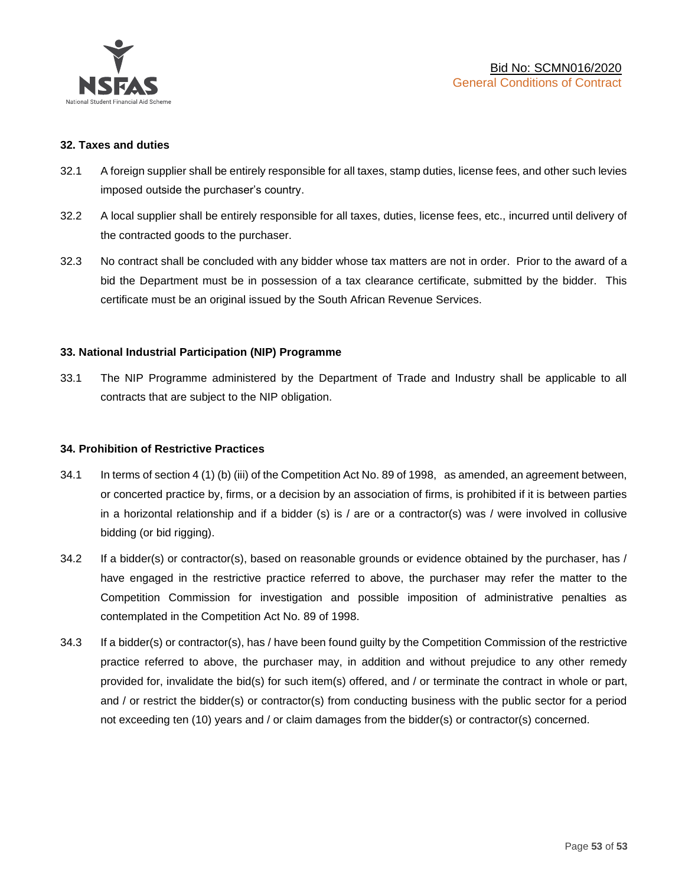### 32. Taxes and duties

32.1 A foreign supplier shall be entirely responsible for all taxes, stamp duties, license fees, and other such levies imposed outside the purchaser's country.

32.2 A local supplier shall be entirely responsible for all taxes, duties, license fees, etc., incurred until delivery of the contracted goods to the purchaser.

32.3 No contract shall be concluded with any bidder whose tax matters are not in order. Prior to the award of a bid the Department must be in possession of a tax clearance certificate, submitted by the bidder. This certificate must be an original issued by the South African Revenue Services.

### 33. National Industrial Participation (NIP) Programme

33.1 The NIP Programme administered by the Department of Trade and Industry shall be applicable to all contracts that are subject to the NIP obligation.

### 34. Prohibition of Restrictive Practices

34.1 In terms of section 4 (1) (b) (iii) of the Competition Act No. 89 of 1998, as amended, an agreement between, or concerted practice by, firms, or a decision by an association of firms, is prohibited if it is between parties in a horizontal relationship and if a bidder (s) is / are or a contractor(s) was / were involved in collusive bidding (or bid rigging).

34.2 If a bidder(s) or contractor(s), based on reasonable grounds or evidence obtained by the purchaser, has / have engaged in the restrictive practice referred to above, the purchaser may refer the matter to the Competition Commission for investigation and possible imposition of administrative penalties as contemplated in the Competition Act No. 89 of 1998.

34.3 If a bidder(s) or contractor(s), has / have been found guilty by the Competition Commission of the restrictive practice referred to above, the purchaser may, in addition and without prejudice to any other remedy provided for, invalidate the bid(s) for such item(s) offered, and / or terminate the contract in whole or part, and / or restrict the bidder(s) or contractor(s) from conducting business with the public sector for a period not exceeding ten (10) years and / or claim damages from the bidder(s) or contractor(s) concerned.